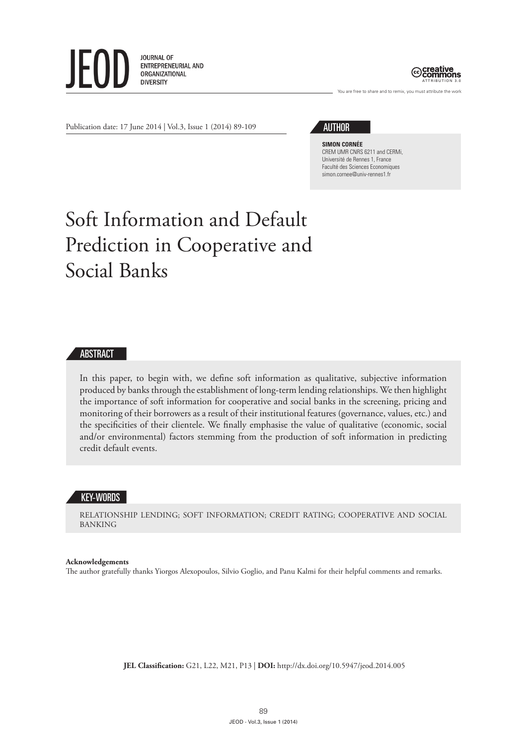JEOD
JOURNAL OF ENTREPRENEURIAL AND ORGANIZATIONAL DIVERSITY

creative commons ATTRIBUTION 3.0
You are free to share and to remix, you must attribute the work

Publication date: 17 June 2014 | Vol.3, Issue 1 (2014) 89-109

## AUTHOR

**SIMON CORNÉE**
CREM UMR CNRS 6211 and CERMi,
Université de Rennes 1, France
Faculté des Sciences Economiques
simon.cornee@univ-rennes1.fr

# Soft Information and Default Prediction in Cooperative and Social Banks

## ABSTRACT

In this paper, to begin with, we define soft information as qualitative, subjective information produced by banks through the establishment of long-term lending relationships. We then highlight the importance of soft information for cooperative and social banks in the screening, pricing and monitoring of their borrowers as a result of their institutional features (governance, values, etc.) and the specificities of their clientele. We finally emphasise the value of qualitative (economic, social and/or environmental) factors stemming from the production of soft information in predicting credit default events.

## KEY-WORDS

RELATIONSHIP LENDING; SOFT INFORMATION; CREDIT RATING; COOPERATIVE AND SOCIAL BANKING

**Acknowledgements**
The author gratefully thanks Yiorgos Alexopoulos, Silvio Goglio, and Panu Kalmi for their helpful comments and remarks.

**JEL Classification:** G21, L22, M21, P13 | **DOI:** http://dx.doi.org/10.5947/jeod.2014.005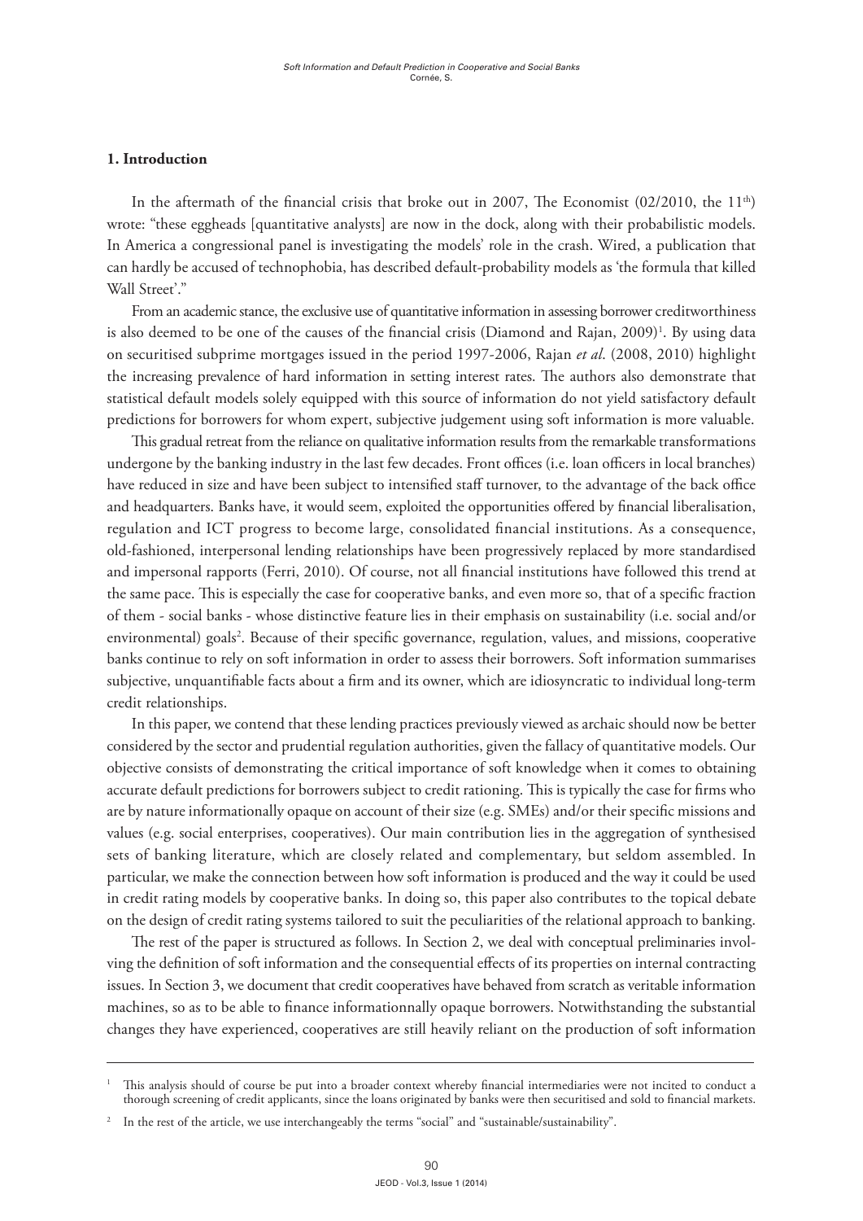## 1. Introduction

In the aftermath of the financial crisis that broke out in 2007, The Economist (02/2010, the 11th) wrote: "these eggheads [quantitative analysts] are now in the dock, along with their probabilistic models. In America a congressional panel is investigating the models' role in the crash. Wired, a publication that can hardly be accused of technophobia, has described default-probability models as 'the formula that killed Wall Street'."

From an academic stance, the exclusive use of quantitative information in assessing borrower creditworthiness is also deemed to be one of the causes of the financial crisis (Diamond and Rajan, 2009)[1]. By using data on securitised subprime mortgages issued in the period 1997-2006, Rajan *et al*. (2008, 2010) highlight the increasing prevalence of hard information in setting interest rates. The authors also demonstrate that statistical default models solely equipped with this source of information do not yield satisfactory default predictions for borrowers for whom expert, subjective judgement using soft information is more valuable.

This gradual retreat from the reliance on qualitative information results from the remarkable transformations undergone by the banking industry in the last few decades. Front offices (i.e. loan officers in local branches) have reduced in size and have been subject to intensified staff turnover, to the advantage of the back office and headquarters. Banks have, it would seem, exploited the opportunities offered by financial liberalisation, regulation and ICT progress to become large, consolidated financial institutions. As a consequence, old-fashioned, interpersonal lending relationships have been progressively replaced by more standardised and impersonal rapports (Ferri, 2010). Of course, not all financial institutions have followed this trend at the same pace. This is especially the case for cooperative banks, and even more so, that of a specific fraction of them - social banks - whose distinctive feature lies in their emphasis on sustainability (i.e. social and/or environmental) goals[2]. Because of their specific governance, regulation, values, and missions, cooperative banks continue to rely on soft information in order to assess their borrowers. Soft information summarises subjective, unquantifiable facts about a firm and its owner, which are idiosyncratic to individual long-term credit relationships.

In this paper, we contend that these lending practices previously viewed as archaic should now be better considered by the sector and prudential regulation authorities, given the fallacy of quantitative models. Our objective consists of demonstrating the critical importance of soft knowledge when it comes to obtaining accurate default predictions for borrowers subject to credit rationing. This is typically the case for firms who are by nature informationally opaque on account of their size (e.g. SMEs) and/or their specific missions and values (e.g. social enterprises, cooperatives). Our main contribution lies in the aggregation of synthesised sets of banking literature, which are closely related and complementary, but seldom assembled. In particular, we make the connection between how soft information is produced and the way it could be used in credit rating models by cooperative banks. In doing so, this paper also contributes to the topical debate on the design of credit rating systems tailored to suit the peculiarities of the relational approach to banking.

The rest of the paper is structured as follows. In Section 2, we deal with conceptual preliminaries involving the definition of soft information and the consequential effects of its properties on internal contracting issues. In Section 3, we document that credit cooperatives have behaved from scratch as veritable information machines, so as to be able to finance informationnally opaque borrowers. Notwithstanding the substantial changes they have experienced, cooperatives are still heavily reliant on the production of soft information

---

[1] This analysis should of course be put into a broader context whereby financial intermediaries were not incited to conduct a thorough screening of credit applicants, since the loans originated by banks were then securitised and sold to financial markets.

[2] In the rest of the article, we use interchangeably the terms "social" and "sustainable/sustainability".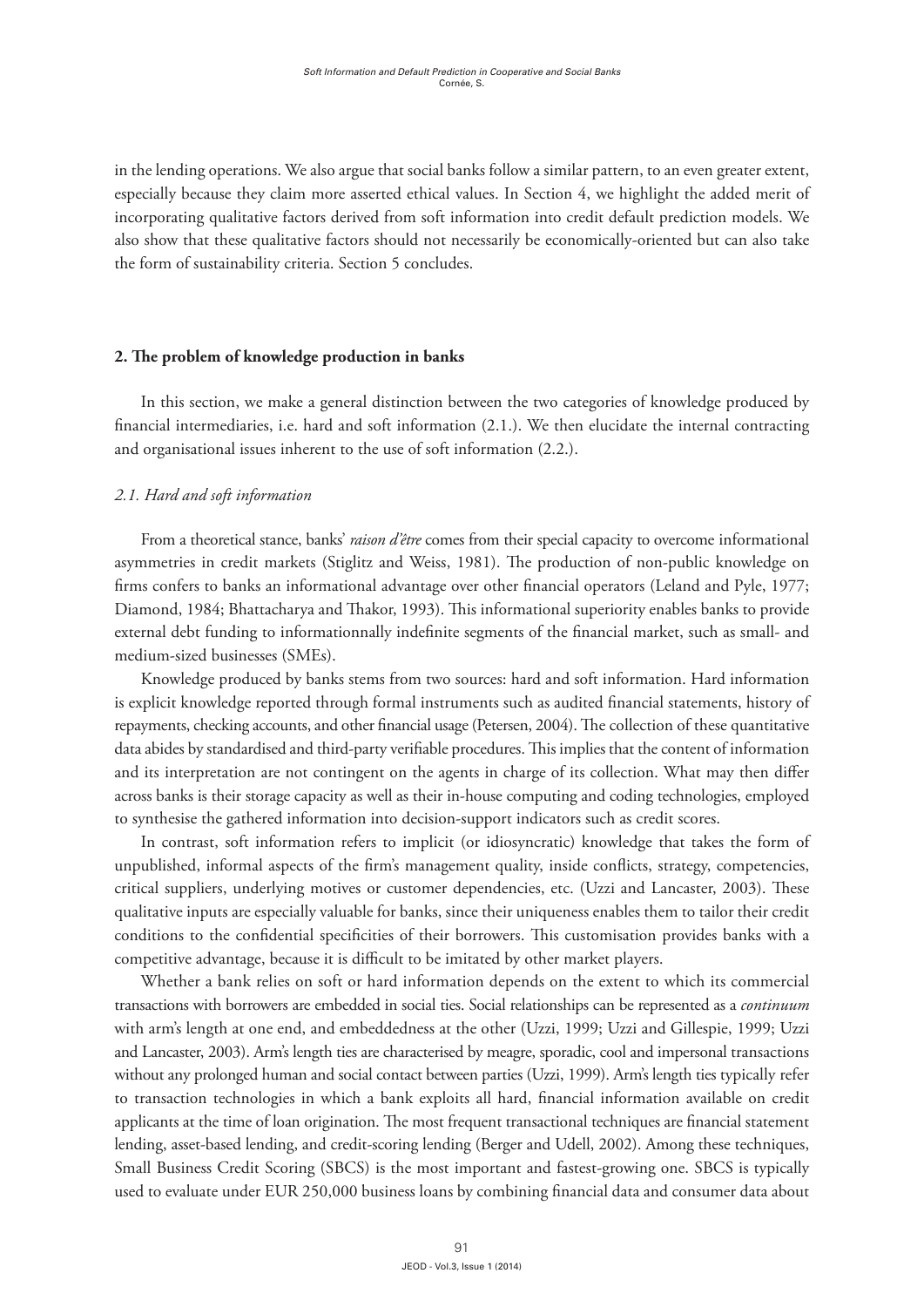in the lending operations. We also argue that social banks follow a similar pattern, to an even greater extent, especially because they claim more asserted ethical values. In Section 4, we highlight the added merit of incorporating qualitative factors derived from soft information into credit default prediction models. We also show that these qualitative factors should not necessarily be economically-oriented but can also take the form of sustainability criteria. Section 5 concludes.

## 2. The problem of knowledge production in banks

In this section, we make a general distinction between the two categories of knowledge produced by financial intermediaries, i.e. hard and soft information (2.1.). We then elucidate the internal contracting and organisational issues inherent to the use of soft information (2.2.).

### *2.1. Hard and soft information*

From a theoretical stance, banks' *raison d'être* comes from their special capacity to overcome informational asymmetries in credit markets (Stiglitz and Weiss, 1981). The production of non-public knowledge on firms confers to banks an informational advantage over other financial operators (Leland and Pyle, 1977; Diamond, 1984; Bhattacharya and Thakor, 1993). This informational superiority enables banks to provide external debt funding to informationnally indefinite segments of the financial market, such as small- and medium-sized businesses (SMEs).

Knowledge produced by banks stems from two sources: hard and soft information. Hard information is explicit knowledge reported through formal instruments such as audited financial statements, history of repayments, checking accounts, and other financial usage (Petersen, 2004). The collection of these quantitative data abides by standardised and third-party verifiable procedures. This implies that the content of information and its interpretation are not contingent on the agents in charge of its collection. What may then differ across banks is their storage capacity as well as their in-house computing and coding technologies, employed to synthesise the gathered information into decision-support indicators such as credit scores.

In contrast, soft information refers to implicit (or idiosyncratic) knowledge that takes the form of unpublished, informal aspects of the firm's management quality, inside conflicts, strategy, competencies, critical suppliers, underlying motives or customer dependencies, etc. (Uzzi and Lancaster, 2003). These qualitative inputs are especially valuable for banks, since their uniqueness enables them to tailor their credit conditions to the confidential specificities of their borrowers. This customisation provides banks with a competitive advantage, because it is difficult to be imitated by other market players.

Whether a bank relies on soft or hard information depends on the extent to which its commercial transactions with borrowers are embedded in social ties. Social relationships can be represented as a *continuum* with arm's length at one end, and embeddedness at the other (Uzzi, 1999; Uzzi and Gillespie, 1999; Uzzi and Lancaster, 2003). Arm's length ties are characterised by meagre, sporadic, cool and impersonal transactions without any prolonged human and social contact between parties (Uzzi, 1999). Arm's length ties typically refer to transaction technologies in which a bank exploits all hard, financial information available on credit applicants at the time of loan origination. The most frequent transactional techniques are financial statement lending, asset-based lending, and credit-scoring lending (Berger and Udell, 2002). Among these techniques, Small Business Credit Scoring (SBCS) is the most important and fastest-growing one. SBCS is typically used to evaluate under EUR 250,000 business loans by combining financial data and consumer data about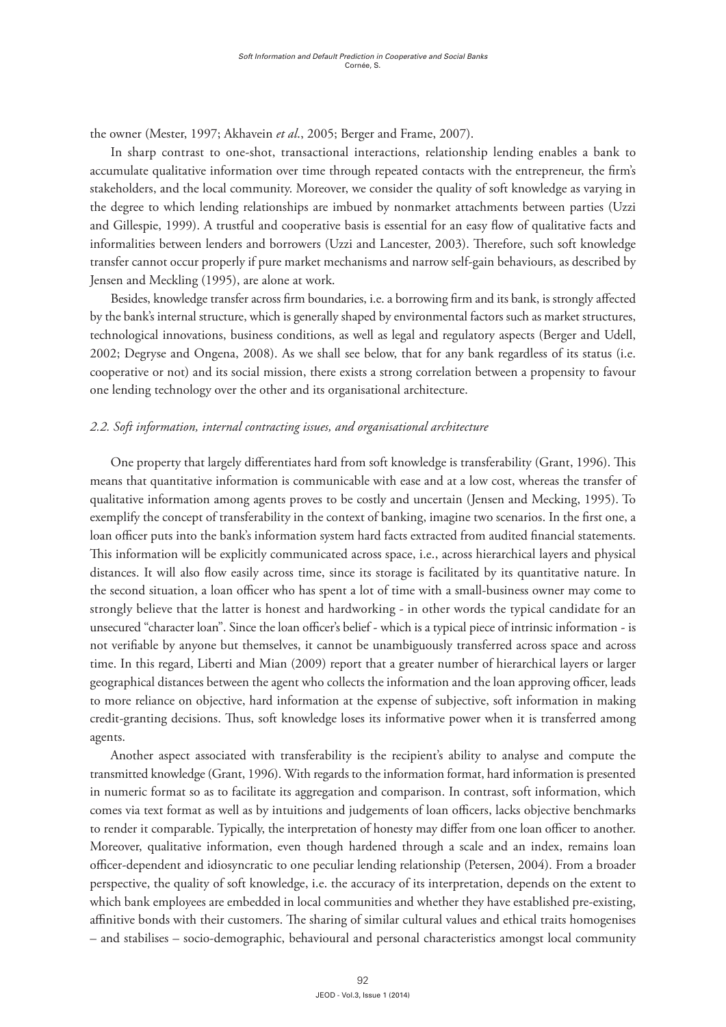the owner (Mester, 1997; Akhavein *et al.*, 2005; Berger and Frame, 2007).

In sharp contrast to one-shot, transactional interactions, relationship lending enables a bank to accumulate qualitative information over time through repeated contacts with the entrepreneur, the firm's stakeholders, and the local community. Moreover, we consider the quality of soft knowledge as varying in the degree to which lending relationships are imbued by nonmarket attachments between parties (Uzzi and Gillespie, 1999). A trustful and cooperative basis is essential for an easy flow of qualitative facts and informalities between lenders and borrowers (Uzzi and Lancester, 2003). Therefore, such soft knowledge transfer cannot occur properly if pure market mechanisms and narrow self-gain behaviours, as described by Jensen and Meckling (1995), are alone at work.

Besides, knowledge transfer across firm boundaries, i.e. a borrowing firm and its bank, is strongly affected by the bank's internal structure, which is generally shaped by environmental factors such as market structures, technological innovations, business conditions, as well as legal and regulatory aspects (Berger and Udell, 2002; Degryse and Ongena, 2008). As we shall see below, that for any bank regardless of its status (i.e. cooperative or not) and its social mission, there exists a strong correlation between a propensity to favour one lending technology over the other and its organisational architecture.

### *2.2. Soft information, internal contracting issues, and organisational architecture*

One property that largely differentiates hard from soft knowledge is transferability (Grant, 1996). This means that quantitative information is communicable with ease and at a low cost, whereas the transfer of qualitative information among agents proves to be costly and uncertain (Jensen and Mecking, 1995). To exemplify the concept of transferability in the context of banking, imagine two scenarios. In the first one, a loan officer puts into the bank's information system hard facts extracted from audited financial statements. This information will be explicitly communicated across space, i.e., across hierarchical layers and physical distances. It will also flow easily across time, since its storage is facilitated by its quantitative nature. In the second situation, a loan officer who has spent a lot of time with a small-business owner may come to strongly believe that the latter is honest and hardworking - in other words the typical candidate for an unsecured "character loan". Since the loan officer's belief - which is a typical piece of intrinsic information - is not verifiable by anyone but themselves, it cannot be unambiguously transferred across space and across time. In this regard, Liberti and Mian (2009) report that a greater number of hierarchical layers or larger geographical distances between the agent who collects the information and the loan approving officer, leads to more reliance on objective, hard information at the expense of subjective, soft information in making credit-granting decisions. Thus, soft knowledge loses its informative power when it is transferred among agents.

Another aspect associated with transferability is the recipient's ability to analyse and compute the transmitted knowledge (Grant, 1996). With regards to the information format, hard information is presented in numeric format so as to facilitate its aggregation and comparison. In contrast, soft information, which comes via text format as well as by intuitions and judgements of loan officers, lacks objective benchmarks to render it comparable. Typically, the interpretation of honesty may differ from one loan officer to another. Moreover, qualitative information, even though hardened through a scale and an index, remains loan officer-dependent and idiosyncratic to one peculiar lending relationship (Petersen, 2004). From a broader perspective, the quality of soft knowledge, i.e. the accuracy of its interpretation, depends on the extent to which bank employees are embedded in local communities and whether they have established pre-existing, affinitive bonds with their customers. The sharing of similar cultural values and ethical traits homogenises – and stabilises – socio-demographic, behavioural and personal characteristics amongst local community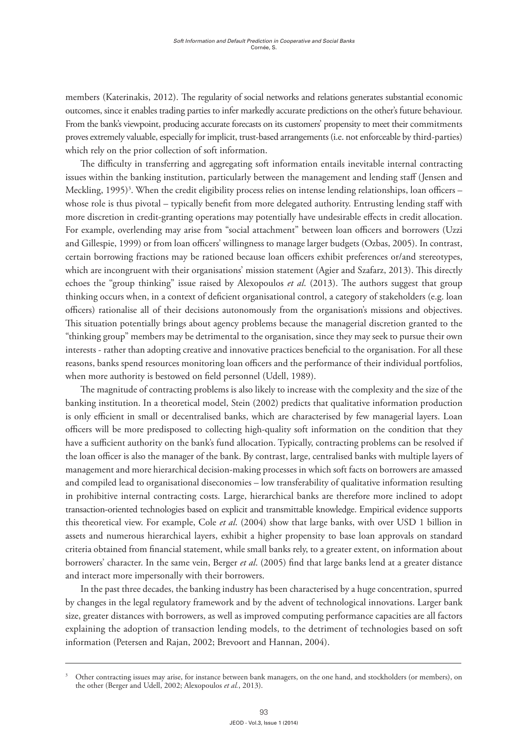members (Katerinakis, 2012). The regularity of social networks and relations generates substantial economic outcomes, since it enables trading parties to infer markedly accurate predictions on the other's future behaviour. From the bank's viewpoint, producing accurate forecasts on its customers' propensity to meet their commitments proves extremely valuable, especially for implicit, trust-based arrangements (i.e. not enforceable by third-parties) which rely on the prior collection of soft information.

The difficulty in transferring and aggregating soft information entails inevitable internal contracting issues within the banking institution, particularly between the management and lending staff (Jensen and Meckling, 1995)[3]. When the credit eligibility process relies on intense lending relationships, loan officers – whose role is thus pivotal – typically benefit from more delegated authority. Entrusting lending staff with more discretion in credit-granting operations may potentially have undesirable effects in credit allocation. For example, overlending may arise from "social attachment" between loan officers and borrowers (Uzzi and Gillespie, 1999) or from loan officers' willingness to manage larger budgets (Ozbas, 2005). In contrast, certain borrowing fractions may be rationed because loan officers exhibit preferences or/and stereotypes, which are incongruent with their organisations' mission statement (Agier and Szafarz, 2013). This directly echoes the "group thinking" issue raised by Alexopoulos *et al.* (2013). The authors suggest that group thinking occurs when, in a context of deficient organisational control, a category of stakeholders (e.g. loan officers) rationalise all of their decisions autonomously from the organisation's missions and objectives. This situation potentially brings about agency problems because the managerial discretion granted to the "thinking group" members may be detrimental to the organisation, since they may seek to pursue their own interests - rather than adopting creative and innovative practices beneficial to the organisation. For all these reasons, banks spend resources monitoring loan officers and the performance of their individual portfolios, when more authority is bestowed on field personnel (Udell, 1989).

The magnitude of contracting problems is also likely to increase with the complexity and the size of the banking institution. In a theoretical model, Stein (2002) predicts that qualitative information production is only efficient in small or decentralised banks, which are characterised by few managerial layers. Loan officers will be more predisposed to collecting high-quality soft information on the condition that they have a sufficient authority on the bank's fund allocation. Typically, contracting problems can be resolved if the loan officer is also the manager of the bank. By contrast, large, centralised banks with multiple layers of management and more hierarchical decision-making processes in which soft facts on borrowers are amassed and compiled lead to organisational diseconomies – low transferability of qualitative information resulting in prohibitive internal contracting costs. Large, hierarchical banks are therefore more inclined to adopt transaction-oriented technologies based on explicit and transmittable knowledge. Empirical evidence supports this theoretical view. For example, Cole *et al*. (2004) show that large banks, with over USD 1 billion in assets and numerous hierarchical layers, exhibit a higher propensity to base loan approvals on standard criteria obtained from financial statement, while small banks rely, to a greater extent, on information about borrowers' character. In the same vein, Berger *et al*. (2005) find that large banks lend at a greater distance and interact more impersonally with their borrowers.

In the past three decades, the banking industry has been characterised by a huge concentration, spurred by changes in the legal regulatory framework and by the advent of technological innovations. Larger bank size, greater distances with borrowers, as well as improved computing performance capacities are all factors explaining the adoption of transaction lending models, to the detriment of technologies based on soft information (Petersen and Rajan, 2002; Brevoort and Hannan, 2004).

---

[3] Other contracting issues may arise, for instance between bank managers, on the one hand, and stockholders (or members), on the other (Berger and Udell, 2002; Alexopoulos *et al.*, 2013).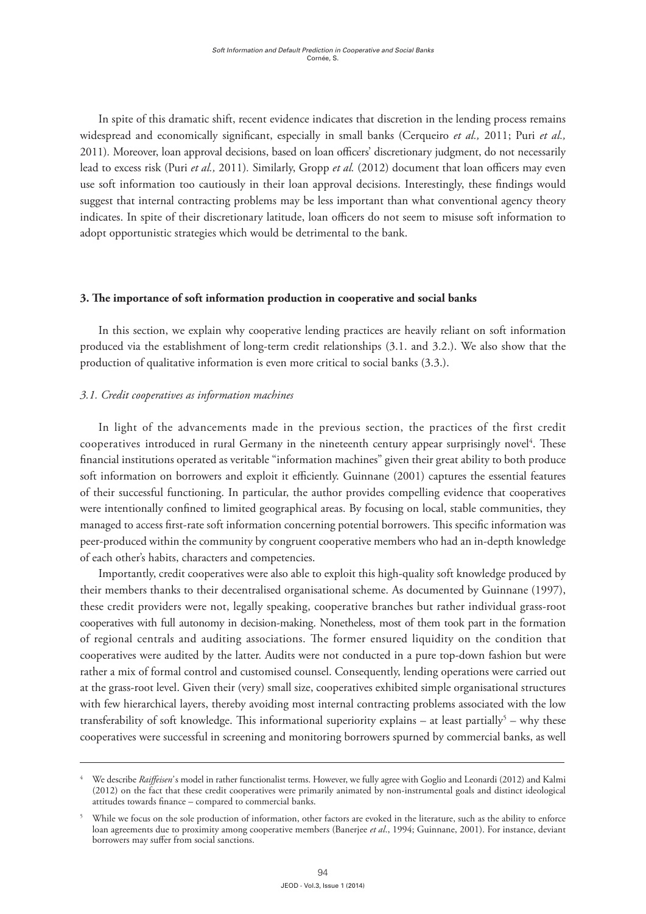In spite of this dramatic shift, recent evidence indicates that discretion in the lending process remains widespread and economically significant, especially in small banks (Cerqueiro *et al.,* 2011; Puri *et al.,* 2011). Moreover, loan approval decisions, based on loan officers' discretionary judgment, do not necessarily lead to excess risk (Puri *et al.,* 2011). Similarly, Gropp *et al.* (2012) document that loan officers may even use soft information too cautiously in their loan approval decisions. Interestingly, these findings would suggest that internal contracting problems may be less important than what conventional agency theory indicates. In spite of their discretionary latitude, loan officers do not seem to misuse soft information to adopt opportunistic strategies which would be detrimental to the bank.

### 3. The importance of soft information production in cooperative and social banks

In this section, we explain why cooperative lending practices are heavily reliant on soft information produced via the establishment of long-term credit relationships (3.1. and 3.2.). We also show that the production of qualitative information is even more critical to social banks (3.3.).

#### *3.1. Credit cooperatives as information machines*

In light of the advancements made in the previous section, the practices of the first credit cooperatives introduced in rural Germany in the nineteenth century appear surprisingly novel[4]. These financial institutions operated as veritable "information machines" given their great ability to both produce soft information on borrowers and exploit it efficiently. Guinnane (2001) captures the essential features of their successful functioning. In particular, the author provides compelling evidence that cooperatives were intentionally confined to limited geographical areas. By focusing on local, stable communities, they managed to access first-rate soft information concerning potential borrowers. This specific information was peer-produced within the community by congruent cooperative members who had an in-depth knowledge of each other's habits, characters and competencies.

Importantly, credit cooperatives were also able to exploit this high-quality soft knowledge produced by their members thanks to their decentralised organisational scheme. As documented by Guinnane (1997), these credit providers were not, legally speaking, cooperative branches but rather individual grass-root cooperatives with full autonomy in decision-making. Nonetheless, most of them took part in the formation of regional centrals and auditing associations. The former ensured liquidity on the condition that cooperatives were audited by the latter. Audits were not conducted in a pure top-down fashion but were rather a mix of formal control and customised counsel. Consequently, lending operations were carried out at the grass-root level. Given their (very) small size, cooperatives exhibited simple organisational structures with few hierarchical layers, thereby avoiding most internal contracting problems associated with the low transferability of soft knowledge. This informational superiority explains – at least partially[5] – why these cooperatives were successful in screening and monitoring borrowers spurned by commercial banks, as well

---

[4] We describe *Raiffeisen*'s model in rather functionalist terms. However, we fully agree with Goglio and Leonardi (2012) and Kalmi (2012) on the fact that these credit cooperatives were primarily animated by non-instrumental goals and distinct ideological attitudes towards finance – compared to commercial banks.

[5] While we focus on the sole production of information, other factors are evoked in the literature, such as the ability to enforce loan agreements due to proximity among cooperative members (Banerjee *et al*., 1994; Guinnane, 2001). For instance, deviant borrowers may suffer from social sanctions.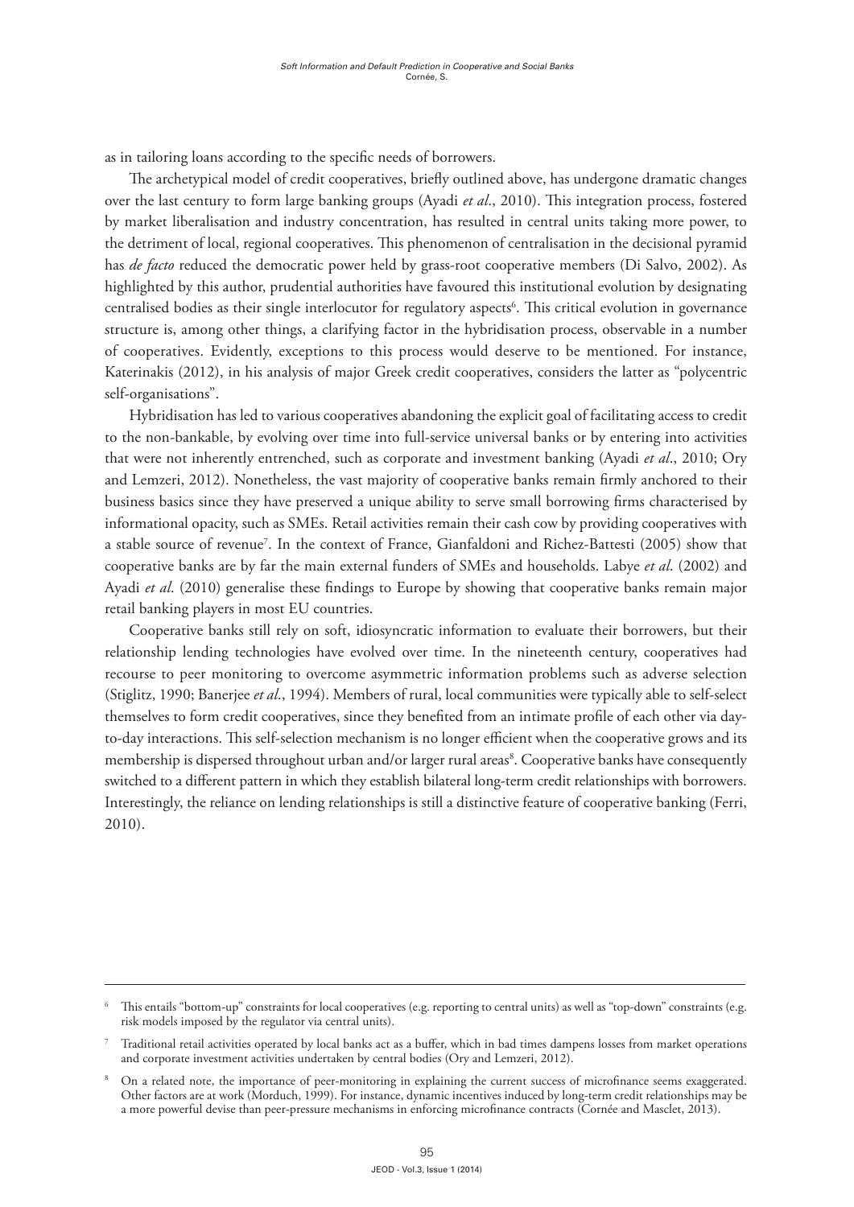as in tailoring loans according to the specific needs of borrowers.

The archetypical model of credit cooperatives, briefly outlined above, has undergone dramatic changes over the last century to form large banking groups (Ayadi *et al*., 2010). This integration process, fostered by market liberalisation and industry concentration, has resulted in central units taking more power, to the detriment of local, regional cooperatives. This phenomenon of centralisation in the decisional pyramid has *de facto* reduced the democratic power held by grass-root cooperative members (Di Salvo, 2002). As highlighted by this author, prudential authorities have favoured this institutional evolution by designating centralised bodies as their single interlocutor for regulatory aspects[6]. This critical evolution in governance structure is, among other things, a clarifying factor in the hybridisation process, observable in a number of cooperatives. Evidently, exceptions to this process would deserve to be mentioned. For instance, Katerinakis (2012), in his analysis of major Greek credit cooperatives, considers the latter as "polycentric self-organisations".

Hybridisation has led to various cooperatives abandoning the explicit goal of facilitating access to credit to the non-bankable, by evolving over time into full-service universal banks or by entering into activities that were not inherently entrenched, such as corporate and investment banking (Ayadi *et al*., 2010; Ory and Lemzeri, 2012). Nonetheless, the vast majority of cooperative banks remain firmly anchored to their business basics since they have preserved a unique ability to serve small borrowing firms characterised by informational opacity, such as SMEs. Retail activities remain their cash cow by providing cooperatives with a stable source of revenue[7]. In the context of France, Gianfaldoni and Richez-Battesti (2005) show that cooperative banks are by far the main external funders of SMEs and households. Labye *et al*. (2002) and Ayadi *et al*. (2010) generalise these findings to Europe by showing that cooperative banks remain major retail banking players in most EU countries.

Cooperative banks still rely on soft, idiosyncratic information to evaluate their borrowers, but their relationship lending technologies have evolved over time. In the nineteenth century, cooperatives had recourse to peer monitoring to overcome asymmetric information problems such as adverse selection (Stiglitz, 1990; Banerjee *et al*., 1994). Members of rural, local communities were typically able to self-select themselves to form credit cooperatives, since they benefited from an intimate profile of each other via day-to-day interactions. This self-selection mechanism is no longer efficient when the cooperative grows and its membership is dispersed throughout urban and/or larger rural areas[8]. Cooperative banks have consequently switched to a different pattern in which they establish bilateral long-term credit relationships with borrowers. Interestingly, the reliance on lending relationships is still a distinctive feature of cooperative banking (Ferri, 2010).

---

[6] This entails "bottom-up" constraints for local cooperatives (e.g. reporting to central units) as well as "top-down" constraints (e.g. risk models imposed by the regulator via central units).

[7] Traditional retail activities operated by local banks act as a buffer, which in bad times dampens losses from market operations and corporate investment activities undertaken by central bodies (Ory and Lemzeri, 2012).

[8] On a related note, the importance of peer-monitoring in explaining the current success of microfinance seems exaggerated. Other factors are at work (Morduch, 1999). For instance, dynamic incentives induced by long-term credit relationships may be a more powerful devise than peer-pressure mechanisms in enforcing microfinance contracts (Cornée and Masclet, 2013).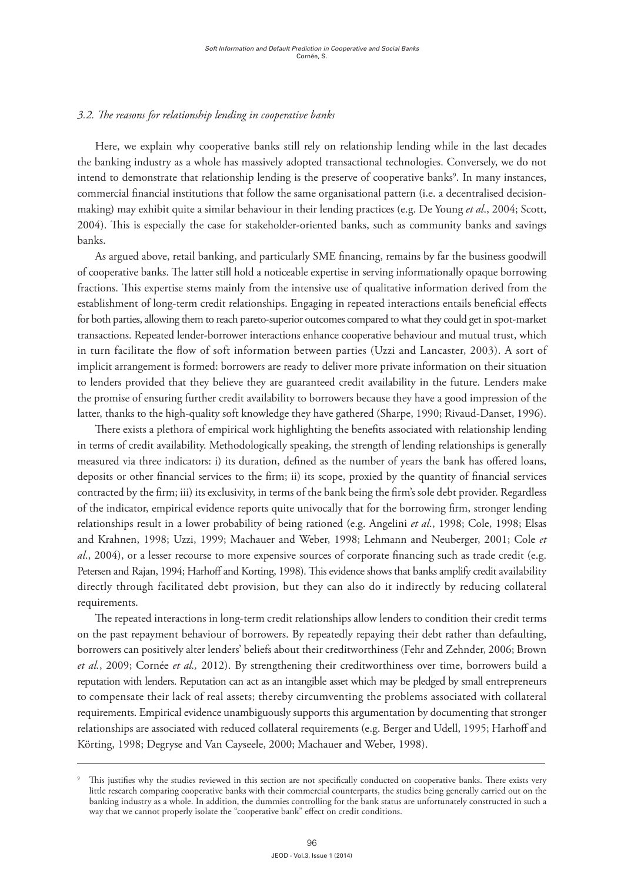### *3.2. The reasons for relationship lending in cooperative banks*

Here, we explain why cooperative banks still rely on relationship lending while in the last decades the banking industry as a whole has massively adopted transactional technologies. Conversely, we do not intend to demonstrate that relationship lending is the preserve of cooperative banks[9]. In many instances, commercial financial institutions that follow the same organisational pattern (i.e. a decentralised decision-making) may exhibit quite a similar behaviour in their lending practices (e.g. De Young *et al*., 2004; Scott, 2004). This is especially the case for stakeholder-oriented banks, such as community banks and savings banks.

As argued above, retail banking, and particularly SME financing, remains by far the business goodwill of cooperative banks. The latter still hold a noticeable expertise in serving informationally opaque borrowing fractions. This expertise stems mainly from the intensive use of qualitative information derived from the establishment of long-term credit relationships. Engaging in repeated interactions entails beneficial effects for both parties, allowing them to reach pareto-superior outcomes compared to what they could get in spot-market transactions. Repeated lender-borrower interactions enhance cooperative behaviour and mutual trust, which in turn facilitate the flow of soft information between parties (Uzzi and Lancaster, 2003). A sort of implicit arrangement is formed: borrowers are ready to deliver more private information on their situation to lenders provided that they believe they are guaranteed credit availability in the future. Lenders make the promise of ensuring further credit availability to borrowers because they have a good impression of the latter, thanks to the high-quality soft knowledge they have gathered (Sharpe, 1990; Rivaud-Danset, 1996).

There exists a plethora of empirical work highlighting the benefits associated with relationship lending in terms of credit availability. Methodologically speaking, the strength of lending relationships is generally measured via three indicators: i) its duration, defined as the number of years the bank has offered loans, deposits or other financial services to the firm; ii) its scope, proxied by the quantity of financial services contracted by the firm; iii) its exclusivity, in terms of the bank being the firm's sole debt provider. Regardless of the indicator, empirical evidence reports quite univocally that for the borrowing firm, stronger lending relationships result in a lower probability of being rationed (e.g. Angelini *et al*., 1998; Cole, 1998; Elsas and Krahnen, 1998; Uzzi, 1999; Machauer and Weber, 1998; Lehmann and Neuberger, 2001; Cole *et al*., 2004), or a lesser recourse to more expensive sources of corporate financing such as trade credit (e.g. Petersen and Rajan, 1994; Harhoff and Korting, 1998). This evidence shows that banks amplify credit availability directly through facilitated debt provision, but they can also do it indirectly by reducing collateral requirements.

The repeated interactions in long-term credit relationships allow lenders to condition their credit terms on the past repayment behaviour of borrowers. By repeatedly repaying their debt rather than defaulting, borrowers can positively alter lenders' beliefs about their creditworthiness (Fehr and Zehnder, 2006; Brown *et al.*, 2009; Cornée *et al.,* 2012). By strengthening their creditworthiness over time, borrowers build a reputation with lenders. Reputation can act as an intangible asset which may be pledged by small entrepreneurs to compensate their lack of real assets; thereby circumventing the problems associated with collateral requirements. Empirical evidence unambiguously supports this argumentation by documenting that stronger relationships are associated with reduced collateral requirements (e.g. Berger and Udell, 1995; Harhoff and Körting, 1998; Degryse and Van Cayseele, 2000; Machauer and Weber, 1998).

---

[9] This justifies why the studies reviewed in this section are not specifically conducted on cooperative banks. There exists very little research comparing cooperative banks with their commercial counterparts, the studies being generally carried out on the banking industry as a whole. In addition, the dummies controlling for the bank status are unfortunately constructed in such a way that we cannot properly isolate the "cooperative bank" effect on credit conditions.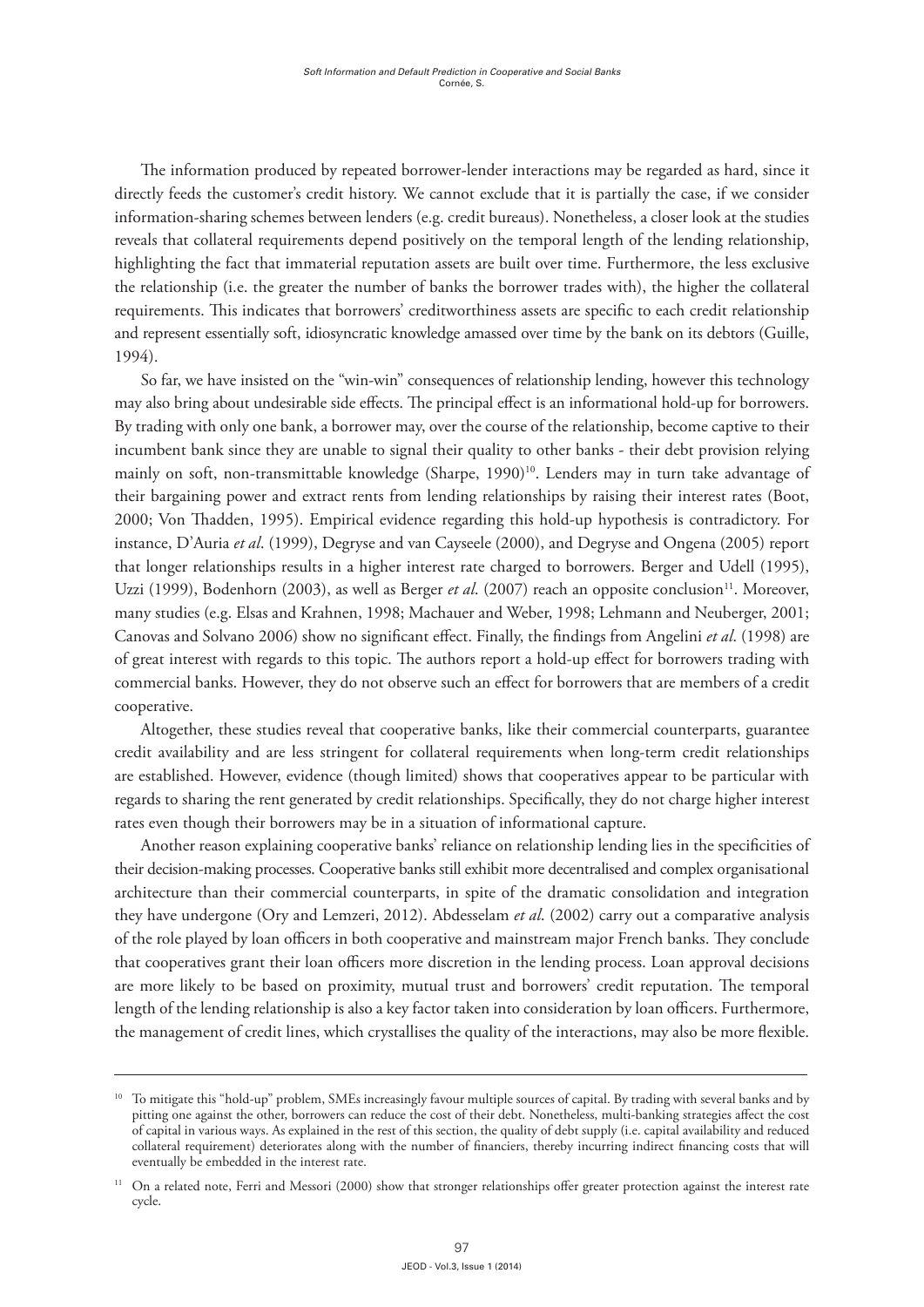The information produced by repeated borrower-lender interactions may be regarded as hard, since it directly feeds the customer's credit history. We cannot exclude that it is partially the case, if we consider information-sharing schemes between lenders (e.g. credit bureaus). Nonetheless, a closer look at the studies reveals that collateral requirements depend positively on the temporal length of the lending relationship, highlighting the fact that immaterial reputation assets are built over time. Furthermore, the less exclusive the relationship (i.e. the greater the number of banks the borrower trades with), the higher the collateral requirements. This indicates that borrowers' creditworthiness assets are specific to each credit relationship and represent essentially soft, idiosyncratic knowledge amassed over time by the bank on its debtors (Guille, 1994).

So far, we have insisted on the "win-win" consequences of relationship lending, however this technology may also bring about undesirable side effects. The principal effect is an informational hold-up for borrowers. By trading with only one bank, a borrower may, over the course of the relationship, become captive to their incumbent bank since they are unable to signal their quality to other banks - their debt provision relying mainly on soft, non-transmittable knowledge (Sharpe, 1990)[10]. Lenders may in turn take advantage of their bargaining power and extract rents from lending relationships by raising their interest rates (Boot, 2000; Von Thadden, 1995). Empirical evidence regarding this hold-up hypothesis is contradictory. For instance, D'Auria *et al*. (1999), Degryse and van Cayseele (2000), and Degryse and Ongena (2005) report that longer relationships results in a higher interest rate charged to borrowers. Berger and Udell (1995), Uzzi (1999), Bodenhorn (2003), as well as Berger *et al*. (2007) reach an opposite conclusion[11]. Moreover, many studies (e.g. Elsas and Krahnen, 1998; Machauer and Weber, 1998; Lehmann and Neuberger, 2001; Canovas and Solvano 2006) show no significant effect. Finally, the findings from Angelini *et al*. (1998) are of great interest with regards to this topic. The authors report a hold-up effect for borrowers trading with commercial banks. However, they do not observe such an effect for borrowers that are members of a credit cooperative.

Altogether, these studies reveal that cooperative banks, like their commercial counterparts, guarantee credit availability and are less stringent for collateral requirements when long-term credit relationships are established. However, evidence (though limited) shows that cooperatives appear to be particular with regards to sharing the rent generated by credit relationships. Specifically, they do not charge higher interest rates even though their borrowers may be in a situation of informational capture.

Another reason explaining cooperative banks' reliance on relationship lending lies in the specificities of their decision-making processes. Cooperative banks still exhibit more decentralised and complex organisational architecture than their commercial counterparts, in spite of the dramatic consolidation and integration they have undergone (Ory and Lemzeri, 2012). Abdesselam *et al*. (2002) carry out a comparative analysis of the role played by loan officers in both cooperative and mainstream major French banks. They conclude that cooperatives grant their loan officers more discretion in the lending process. Loan approval decisions are more likely to be based on proximity, mutual trust and borrowers' credit reputation. The temporal length of the lending relationship is also a key factor taken into consideration by loan officers. Furthermore, the management of credit lines, which crystallises the quality of the interactions, may also be more flexible.

---

[10] To mitigate this "hold-up" problem, SMEs increasingly favour multiple sources of capital. By trading with several banks and by pitting one against the other, borrowers can reduce the cost of their debt. Nonetheless, multi-banking strategies affect the cost of capital in various ways. As explained in the rest of this section, the quality of debt supply (i.e. capital availability and reduced collateral requirement) deteriorates along with the number of financiers, thereby incurring indirect financing costs that will eventually be embedded in the interest rate.

[11] On a related note, Ferri and Messori (2000) show that stronger relationships offer greater protection against the interest rate cycle.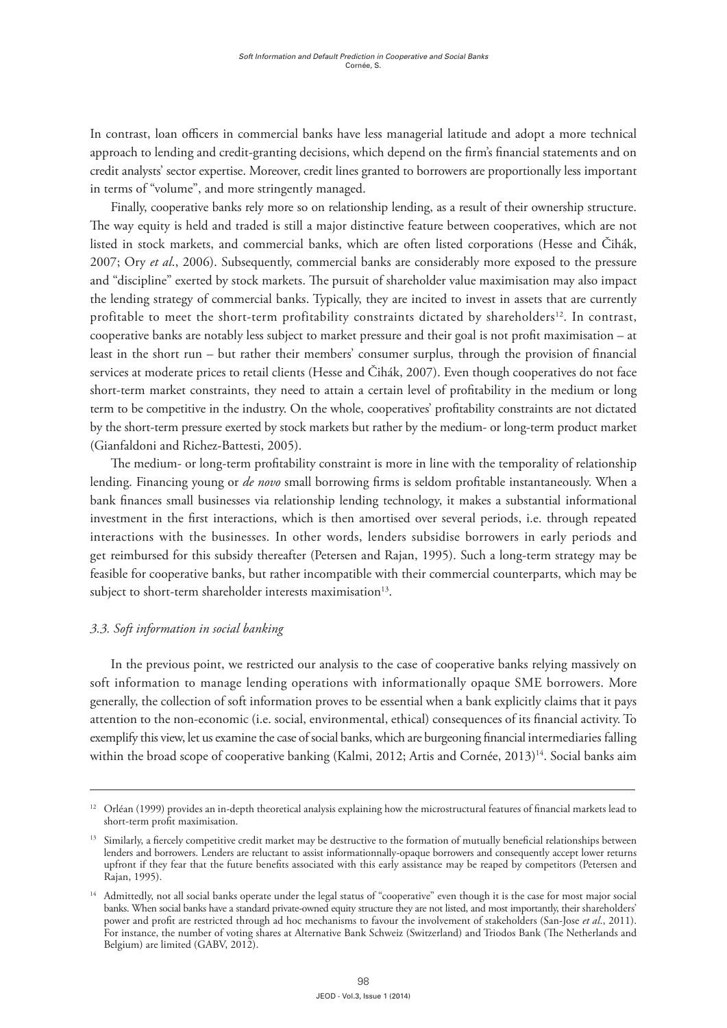In contrast, loan officers in commercial banks have less managerial latitude and adopt a more technical approach to lending and credit-granting decisions, which depend on the firm's financial statements and on credit analysts' sector expertise. Moreover, credit lines granted to borrowers are proportionally less important in terms of "volume", and more stringently managed.

Finally, cooperative banks rely more so on relationship lending, as a result of their ownership structure. The way equity is held and traded is still a major distinctive feature between cooperatives, which are not listed in stock markets, and commercial banks, which are often listed corporations (Hesse and Čihák, 2007; Ory *et al*., 2006). Subsequently, commercial banks are considerably more exposed to the pressure and "discipline" exerted by stock markets. The pursuit of shareholder value maximisation may also impact the lending strategy of commercial banks. Typically, they are incited to invest in assets that are currently profitable to meet the short-term profitability constraints dictated by shareholders[12]. In contrast, cooperative banks are notably less subject to market pressure and their goal is not profit maximisation – at least in the short run – but rather their members' consumer surplus, through the provision of financial services at moderate prices to retail clients (Hesse and Čihák, 2007). Even though cooperatives do not face short-term market constraints, they need to attain a certain level of profitability in the medium or long term to be competitive in the industry. On the whole, cooperatives' profitability constraints are not dictated by the short-term pressure exerted by stock markets but rather by the medium- or long-term product market (Gianfaldoni and Richez-Battesti, 2005).

The medium- or long-term profitability constraint is more in line with the temporality of relationship lending. Financing young or *de novo* small borrowing firms is seldom profitable instantaneously. When a bank finances small businesses via relationship lending technology, it makes a substantial informational investment in the first interactions, which is then amortised over several periods, i.e. through repeated interactions with the businesses. In other words, lenders subsidise borrowers in early periods and get reimbursed for this subsidy thereafter (Petersen and Rajan, 1995). Such a long-term strategy may be feasible for cooperative banks, but rather incompatible with their commercial counterparts, which may be subject to short-term shareholder interests maximisation[13].

### *3.3. Soft information in social banking*

In the previous point, we restricted our analysis to the case of cooperative banks relying massively on soft information to manage lending operations with informationally opaque SME borrowers. More generally, the collection of soft information proves to be essential when a bank explicitly claims that it pays attention to the non-economic (i.e. social, environmental, ethical) consequences of its financial activity. To exemplify this view, let us examine the case of social banks, which are burgeoning financial intermediaries falling within the broad scope of cooperative banking (Kalmi, 2012; Artis and Cornée, 2013)[14]. Social banks aim

---

[12] Orléan (1999) provides an in-depth theoretical analysis explaining how the microstructural features of financial markets lead to short-term profit maximisation.

[13] Similarly, a fiercely competitive credit market may be destructive to the formation of mutually beneficial relationships between lenders and borrowers. Lenders are reluctant to assist informationnally-opaque borrowers and consequently accept lower returns upfront if they fear that the future benefits associated with this early assistance may be reaped by competitors (Petersen and Rajan, 1995).

[14] Admittedly, not all social banks operate under the legal status of "cooperative" even though it is the case for most major social banks. When social banks have a standard private-owned equity structure they are not listed, and most importantly, their shareholders' power and profit are restricted through ad hoc mechanisms to favour the involvement of stakeholders (San-Jose *et al*., 2011). For instance, the number of voting shares at Alternative Bank Schweiz (Switzerland) and Triodos Bank (The Netherlands and Belgium) are limited (GABV, 2012).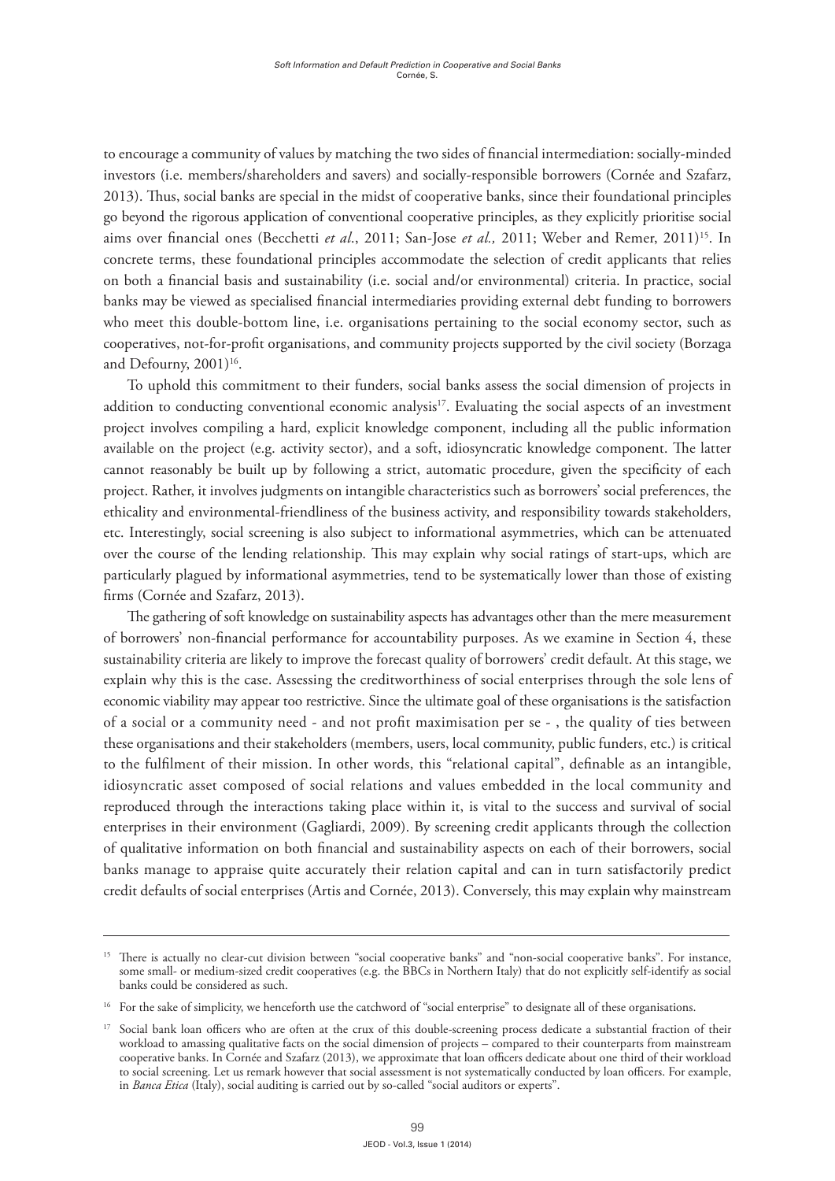to encourage a community of values by matching the two sides of financial intermediation: socially-minded investors (i.e. members/shareholders and savers) and socially-responsible borrowers (Cornée and Szafarz, 2013). Thus, social banks are special in the midst of cooperative banks, since their foundational principles go beyond the rigorous application of conventional cooperative principles, as they explicitly prioritise social aims over financial ones (Becchetti *et al.*, 2011; San-Jose *et al.,* 2011; Weber and Remer, 2011)[15]. In concrete terms, these foundational principles accommodate the selection of credit applicants that relies on both a financial basis and sustainability (i.e. social and/or environmental) criteria. In practice, social banks may be viewed as specialised financial intermediaries providing external debt funding to borrowers who meet this double-bottom line, i.e. organisations pertaining to the social economy sector, such as cooperatives, not-for-profit organisations, and community projects supported by the civil society (Borzaga and Defourny, 2001)[16].

To uphold this commitment to their funders, social banks assess the social dimension of projects in addition to conducting conventional economic analysis[17]. Evaluating the social aspects of an investment project involves compiling a hard, explicit knowledge component, including all the public information available on the project (e.g. activity sector), and a soft, idiosyncratic knowledge component. The latter cannot reasonably be built up by following a strict, automatic procedure, given the specificity of each project. Rather, it involves judgments on intangible characteristics such as borrowers' social preferences, the ethicality and environmental-friendliness of the business activity, and responsibility towards stakeholders, etc. Interestingly, social screening is also subject to informational asymmetries, which can be attenuated over the course of the lending relationship. This may explain why social ratings of start-ups, which are particularly plagued by informational asymmetries, tend to be systematically lower than those of existing firms (Cornée and Szafarz, 2013).

The gathering of soft knowledge on sustainability aspects has advantages other than the mere measurement of borrowers' non-financial performance for accountability purposes. As we examine in Section 4, these sustainability criteria are likely to improve the forecast quality of borrowers' credit default. At this stage, we explain why this is the case. Assessing the creditworthiness of social enterprises through the sole lens of economic viability may appear too restrictive. Since the ultimate goal of these organisations is the satisfaction of a social or a community need - and not profit maximisation per se - , the quality of ties between these organisations and their stakeholders (members, users, local community, public funders, etc.) is critical to the fulfilment of their mission. In other words, this "relational capital", definable as an intangible, idiosyncratic asset composed of social relations and values embedded in the local community and reproduced through the interactions taking place within it, is vital to the success and survival of social enterprises in their environment (Gagliardi, 2009). By screening credit applicants through the collection of qualitative information on both financial and sustainability aspects on each of their borrowers, social banks manage to appraise quite accurately their relation capital and can in turn satisfactorily predict credit defaults of social enterprises (Artis and Cornée, 2013). Conversely, this may explain why mainstream

---

[15] There is actually no clear-cut division between "social cooperative banks" and "non-social cooperative banks". For instance, some small- or medium-sized credit cooperatives (e.g. the BBCs in Northern Italy) that do not explicitly self-identify as social banks could be considered as such.

[16] For the sake of simplicity, we henceforth use the catchword of "social enterprise" to designate all of these organisations.

[17] Social bank loan officers who are often at the crux of this double-screening process dedicate a substantial fraction of their workload to amassing qualitative facts on the social dimension of projects – compared to their counterparts from mainstream cooperative banks. In Cornée and Szafarz (2013), we approximate that loan officers dedicate about one third of their workload to social screening. Let us remark however that social assessment is not systematically conducted by loan officers. For example, in *Banca Etica* (Italy), social auditing is carried out by so-called "social auditors or experts".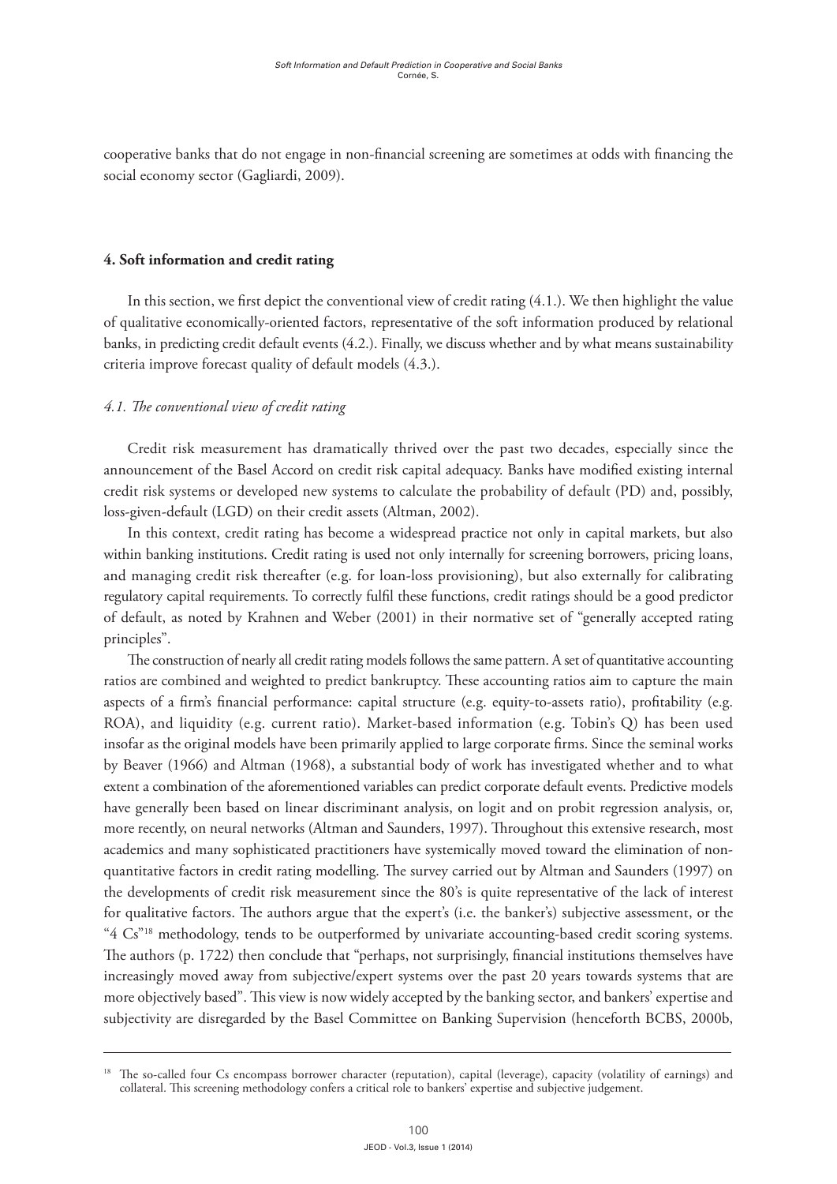cooperative banks that do not engage in non-financial screening are sometimes at odds with financing the social economy sector (Gagliardi, 2009).

## 4. Soft information and credit rating

In this section, we first depict the conventional view of credit rating (4.1.). We then highlight the value of qualitative economically-oriented factors, representative of the soft information produced by relational banks, in predicting credit default events (4.2.). Finally, we discuss whether and by what means sustainability criteria improve forecast quality of default models (4.3.).

### *4.1. The conventional view of credit rating*

Credit risk measurement has dramatically thrived over the past two decades, especially since the announcement of the Basel Accord on credit risk capital adequacy. Banks have modified existing internal credit risk systems or developed new systems to calculate the probability of default (PD) and, possibly, loss-given-default (LGD) on their credit assets (Altman, 2002).

In this context, credit rating has become a widespread practice not only in capital markets, but also within banking institutions. Credit rating is used not only internally for screening borrowers, pricing loans, and managing credit risk thereafter (e.g. for loan-loss provisioning), but also externally for calibrating regulatory capital requirements. To correctly fulfil these functions, credit ratings should be a good predictor of default, as noted by Krahnen and Weber (2001) in their normative set of "generally accepted rating principles".

The construction of nearly all credit rating models follows the same pattern. A set of quantitative accounting ratios are combined and weighted to predict bankruptcy. These accounting ratios aim to capture the main aspects of a firm's financial performance: capital structure (e.g. equity-to-assets ratio), profitability (e.g. ROA), and liquidity (e.g. current ratio). Market-based information (e.g. Tobin's Q) has been used insofar as the original models have been primarily applied to large corporate firms. Since the seminal works by Beaver (1966) and Altman (1968), a substantial body of work has investigated whether and to what extent a combination of the aforementioned variables can predict corporate default events. Predictive models have generally been based on linear discriminant analysis, on logit and on probit regression analysis, or, more recently, on neural networks (Altman and Saunders, 1997). Throughout this extensive research, most academics and many sophisticated practitioners have systemically moved toward the elimination of non-quantitative factors in credit rating modelling. The survey carried out by Altman and Saunders (1997) on the developments of credit risk measurement since the 80's is quite representative of the lack of interest for qualitative factors. The authors argue that the expert's (i.e. the banker's) subjective assessment, or the "4 Cs"[18] methodology, tends to be outperformed by univariate accounting-based credit scoring systems. The authors (p. 1722) then conclude that "perhaps, not surprisingly, financial institutions themselves have increasingly moved away from subjective/expert systems over the past 20 years towards systems that are more objectively based". This view is now widely accepted by the banking sector, and bankers' expertise and subjectivity are disregarded by the Basel Committee on Banking Supervision (henceforth BCBS, 2000b,

---

[18] The so-called four Cs encompass borrower character (reputation), capital (leverage), capacity (volatility of earnings) and collateral. This screening methodology confers a critical role to bankers' expertise and subjective judgement.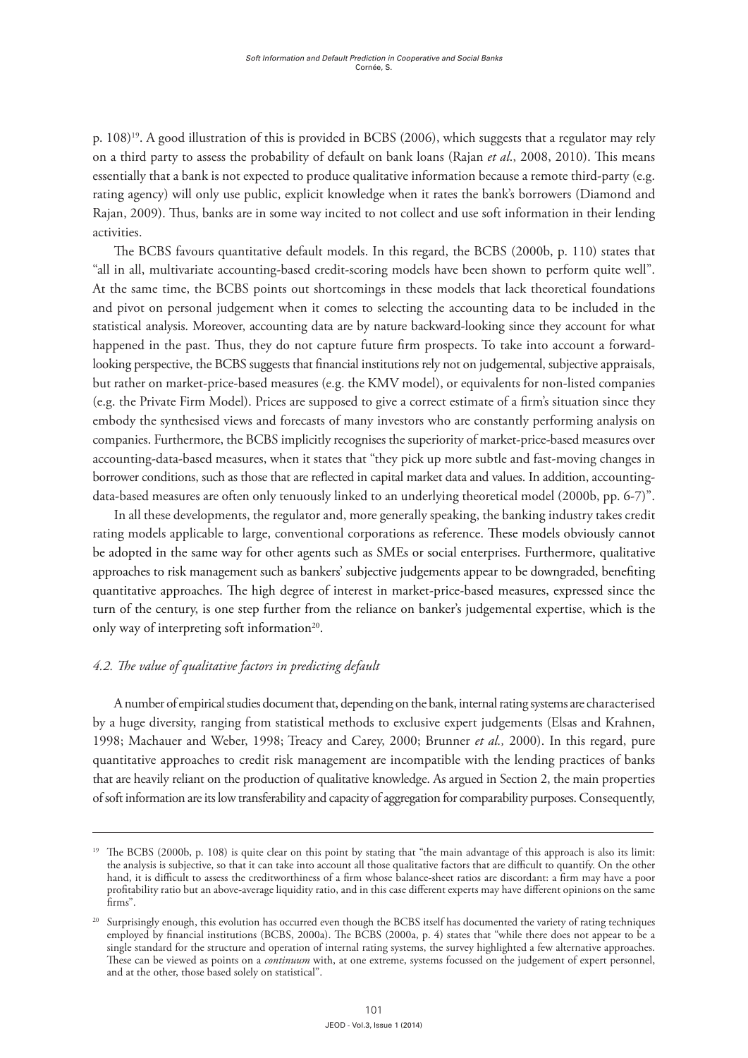p. 108)[19]. A good illustration of this is provided in BCBS (2006), which suggests that a regulator may rely on a third party to assess the probability of default on bank loans (Rajan *et al*., 2008, 2010). This means essentially that a bank is not expected to produce qualitative information because a remote third-party (e.g. rating agency) will only use public, explicit knowledge when it rates the bank's borrowers (Diamond and Rajan, 2009). Thus, banks are in some way incited to not collect and use soft information in their lending activities.

The BCBS favours quantitative default models. In this regard, the BCBS (2000b, p. 110) states that "all in all, multivariate accounting-based credit-scoring models have been shown to perform quite well". At the same time, the BCBS points out shortcomings in these models that lack theoretical foundations and pivot on personal judgement when it comes to selecting the accounting data to be included in the statistical analysis. Moreover, accounting data are by nature backward-looking since they account for what happened in the past. Thus, they do not capture future firm prospects. To take into account a forward-looking perspective, the BCBS suggests that financial institutions rely not on judgemental, subjective appraisals, but rather on market-price-based measures (e.g. the KMV model), or equivalents for non-listed companies (e.g. the Private Firm Model). Prices are supposed to give a correct estimate of a firm's situation since they embody the synthesised views and forecasts of many investors who are constantly performing analysis on companies. Furthermore, the BCBS implicitly recognises the superiority of market-price-based measures over accounting-data-based measures, when it states that "they pick up more subtle and fast-moving changes in borrower conditions, such as those that are reflected in capital market data and values. In addition, accounting-data-based measures are often only tenuously linked to an underlying theoretical model (2000b, pp. 6-7)".

In all these developments, the regulator and, more generally speaking, the banking industry takes credit rating models applicable to large, conventional corporations as reference. These models obviously cannot be adopted in the same way for other agents such as SMEs or social enterprises. Furthermore, qualitative approaches to risk management such as bankers' subjective judgements appear to be downgraded, benefiting quantitative approaches. The high degree of interest in market-price-based measures, expressed since the turn of the century, is one step further from the reliance on banker's judgemental expertise, which is the only way of interpreting soft information[20].

### *4.2. The value of qualitative factors in predicting default*

A number of empirical studies document that, depending on the bank, internal rating systems are characterised by a huge diversity, ranging from statistical methods to exclusive expert judgements (Elsas and Krahnen, 1998; Machauer and Weber, 1998; Treacy and Carey, 2000; Brunner *et al.,* 2000). In this regard, pure quantitative approaches to credit risk management are incompatible with the lending practices of banks that are heavily reliant on the production of qualitative knowledge. As argued in Section 2, the main properties of soft information are its low transferability and capacity of aggregation for comparability purposes. Consequently,

---

[19] The BCBS (2000b, p. 108) is quite clear on this point by stating that "the main advantage of this approach is also its limit: the analysis is subjective, so that it can take into account all those qualitative factors that are difficult to quantify. On the other hand, it is difficult to assess the creditworthiness of a firm whose balance-sheet ratios are discordant: a firm may have a poor profitability ratio but an above-average liquidity ratio, and in this case different experts may have different opinions on the same firms".

[20] Surprisingly enough, this evolution has occurred even though the BCBS itself has documented the variety of rating techniques employed by financial institutions (BCBS, 2000a). The BCBS (2000a, p. 4) states that "while there does not appear to be a single standard for the structure and operation of internal rating systems, the survey highlighted a few alternative approaches. These can be viewed as points on a *continuum* with, at one extreme, systems focussed on the judgement of expert personnel, and at the other, those based solely on statistical".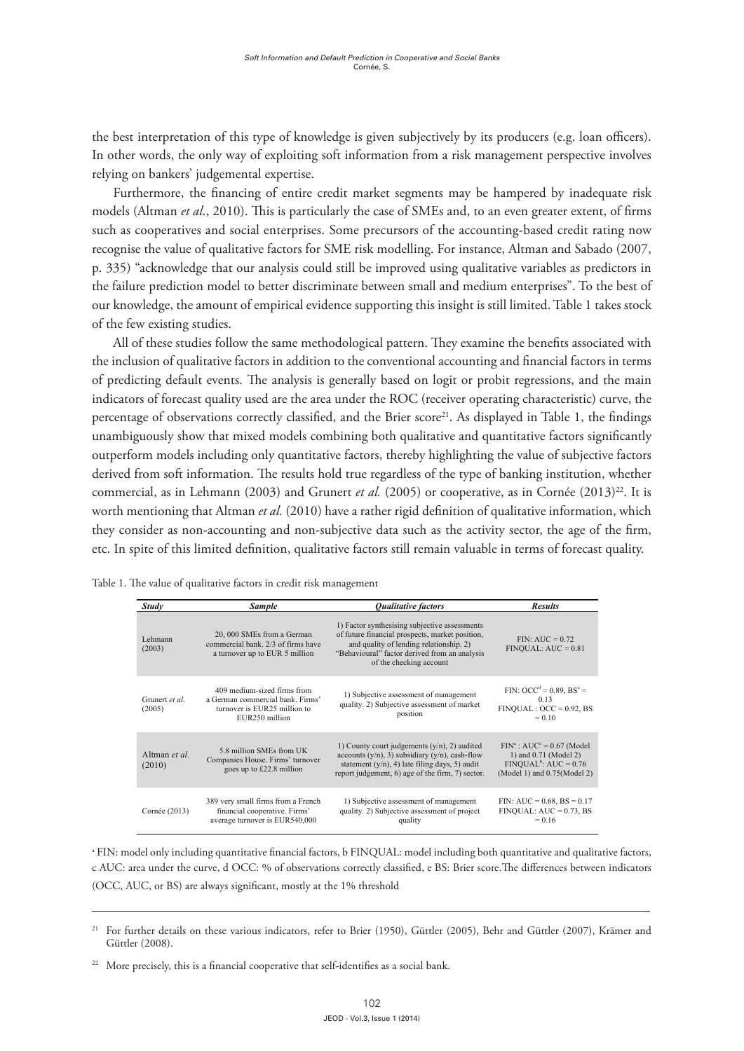the best interpretation of this type of knowledge is given subjectively by its producers (e.g. loan officers). In other words, the only way of exploiting soft information from a risk management perspective involves relying on bankers' judgemental expertise.

Furthermore, the financing of entire credit market segments may be hampered by inadequate risk models (Altman *et al*., 2010). This is particularly the case of SMEs and, to an even greater extent, of firms such as cooperatives and social enterprises. Some precursors of the accounting-based credit rating now recognise the value of qualitative factors for SME risk modelling. For instance, Altman and Sabado (2007, p. 335) "acknowledge that our analysis could still be improved using qualitative variables as predictors in the failure prediction model to better discriminate between small and medium enterprises". To the best of our knowledge, the amount of empirical evidence supporting this insight is still limited. Table 1 takes stock of the few existing studies.

All of these studies follow the same methodological pattern. They examine the benefits associated with the inclusion of qualitative factors in addition to the conventional accounting and financial factors in terms of predicting default events. The analysis is generally based on logit or probit regressions, and the main indicators of forecast quality used are the area under the ROC (receiver operating characteristic) curve, the percentage of observations correctly classified, and the Brier score[21]. As displayed in Table 1, the findings unambiguously show that mixed models combining both qualitative and quantitative factors significantly outperform models including only quantitative factors, thereby highlighting the value of subjective factors derived from soft information. The results hold true regardless of the type of banking institution, whether commercial, as in Lehmann (2003) and Grunert *et al.* (2005) or cooperative, as in Cornée (2013)[22]. It is worth mentioning that Altman *et al.* (2010) have a rather rigid definition of qualitative information, which they consider as non-accounting and non-subjective data such as the activity sector, the age of the firm, etc. In spite of this limited definition, qualitative factors still remain valuable in terms of forecast quality.

Table 1. The value of qualitative factors in credit risk management

| *Study* | *Sample* | *Qualitative factors* | *Results* |
|---|---|---|---|
| Lehmann (2003) | 20, 000 SMEs from a German commercial bank. 2/3 of firms have a turnover up to EUR 5 million | 1) Factor synthesising subjective assessments of future financial prospects, market position, and quality of lending relationship. 2) "Behavioural" factor derived from an analysis of the checking account | FIN: AUC = 0.72<br>FINQUAL: AUC = 0.81 |
| Grunert *et al*. (2005) | 409 medium-sized firms from a German commercial bank. Firms' turnover is EUR25 million to EUR250 million | 1) Subjective assessment of management quality. 2) Subjective assessment of market position | FIN: OCC[d] = 0.89, BS[e] = 0.13<br>FINQUAL : OCC = 0.92, BS = 0.10 |
| Altman *et al*. (2010) | 5.8 million SMEs from UK Companies House. Firms' turnover goes up to £22.8 million | 1) County court judgements (y/n), 2) audited accounts (y/n), 3) subsidiary (y/n), cash-flow statement (y/n), 4) late filing days, 5) audit report judgement, 6) age of the firm, 7) sector. | FIN[a] : AUC[c] = 0.67 (Model 1) and 0.71 (Model 2)<br>FINQUAL[b]: AUC = 0.76 (Model 1) and 0.75(Model 2) |
| Cornée (2013) | 389 very small firms from a French financial cooperative. Firms' average turnover is EUR540,000 | 1) Subjective assessment of management quality. 2) Subjective assessment of project quality | FIN: AUC = 0.68, BS = 0.17<br>FINQUAL: AUC = 0.73, BS = 0.16 |

[a] FIN: model only including quantitative financial factors, b FINQUAL: model including both quantitative and qualitative factors, c AUC: area under the curve, d OCC: % of observations correctly classified, e BS: Brier score.The differences between indicators (OCC, AUC, or BS) are always significant, mostly at the 1% threshold

[21] For further details on these various indicators, refer to Brier (1950), Güttler (2005), Behr and Güttler (2007), Krämer and Güttler (2008).

[22] More precisely, this is a financial cooperative that self-identifies as a social bank.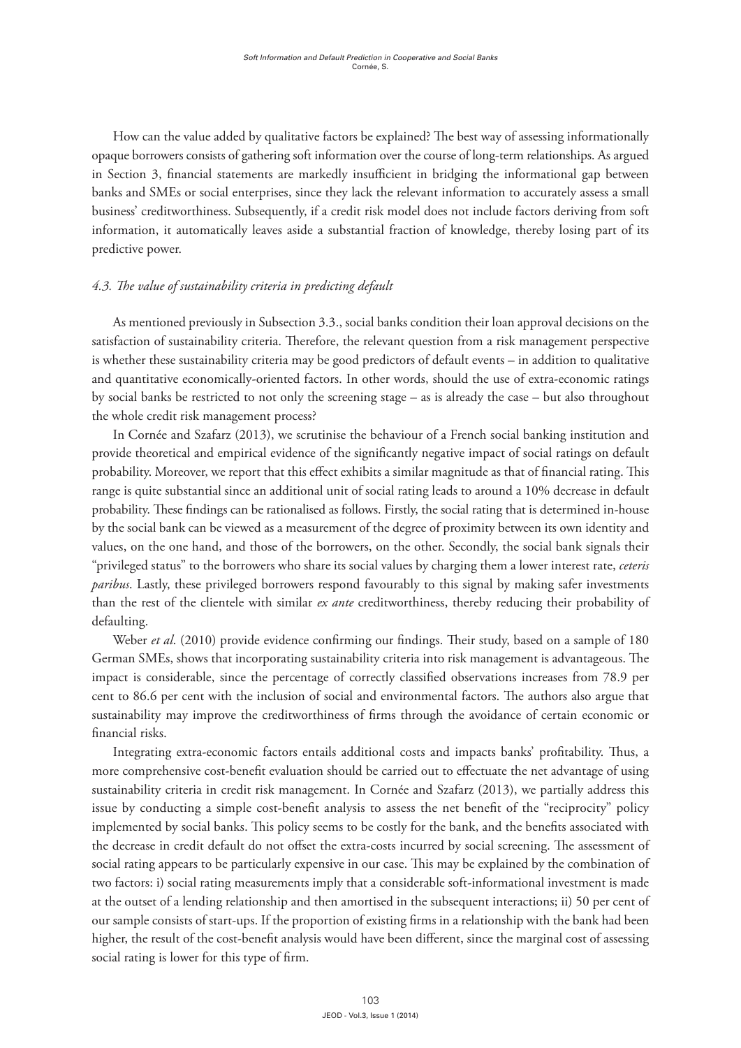How can the value added by qualitative factors be explained? The best way of assessing informationally opaque borrowers consists of gathering soft information over the course of long-term relationships. As argued in Section 3, financial statements are markedly insufficient in bridging the informational gap between banks and SMEs or social enterprises, since they lack the relevant information to accurately assess a small business' creditworthiness. Subsequently, if a credit risk model does not include factors deriving from soft information, it automatically leaves aside a substantial fraction of knowledge, thereby losing part of its predictive power.

### *4.3. The value of sustainability criteria in predicting default*

As mentioned previously in Subsection 3.3., social banks condition their loan approval decisions on the satisfaction of sustainability criteria. Therefore, the relevant question from a risk management perspective is whether these sustainability criteria may be good predictors of default events – in addition to qualitative and quantitative economically-oriented factors. In other words, should the use of extra-economic ratings by social banks be restricted to not only the screening stage – as is already the case – but also throughout the whole credit risk management process?

In Cornée and Szafarz (2013), we scrutinise the behaviour of a French social banking institution and provide theoretical and empirical evidence of the significantly negative impact of social ratings on default probability. Moreover, we report that this effect exhibits a similar magnitude as that of financial rating. This range is quite substantial since an additional unit of social rating leads to around a 10% decrease in default probability. These findings can be rationalised as follows. Firstly, the social rating that is determined in-house by the social bank can be viewed as a measurement of the degree of proximity between its own identity and values, on the one hand, and those of the borrowers, on the other. Secondly, the social bank signals their "privileged status" to the borrowers who share its social values by charging them a lower interest rate, *ceteris paribus*. Lastly, these privileged borrowers respond favourably to this signal by making safer investments than the rest of the clientele with similar *ex ante* creditworthiness, thereby reducing their probability of defaulting.

Weber *et al*. (2010) provide evidence confirming our findings. Their study, based on a sample of 180 German SMEs, shows that incorporating sustainability criteria into risk management is advantageous. The impact is considerable, since the percentage of correctly classified observations increases from 78.9 per cent to 86.6 per cent with the inclusion of social and environmental factors. The authors also argue that sustainability may improve the creditworthiness of firms through the avoidance of certain economic or financial risks.

Integrating extra-economic factors entails additional costs and impacts banks' profitability. Thus, a more comprehensive cost-benefit evaluation should be carried out to effectuate the net advantage of using sustainability criteria in credit risk management. In Cornée and Szafarz (2013), we partially address this issue by conducting a simple cost-benefit analysis to assess the net benefit of the "reciprocity" policy implemented by social banks. This policy seems to be costly for the bank, and the benefits associated with the decrease in credit default do not offset the extra-costs incurred by social screening. The assessment of social rating appears to be particularly expensive in our case. This may be explained by the combination of two factors: i) social rating measurements imply that a considerable soft-informational investment is made at the outset of a lending relationship and then amortised in the subsequent interactions; ii) 50 per cent of our sample consists of start-ups. If the proportion of existing firms in a relationship with the bank had been higher, the result of the cost-benefit analysis would have been different, since the marginal cost of assessing social rating is lower for this type of firm.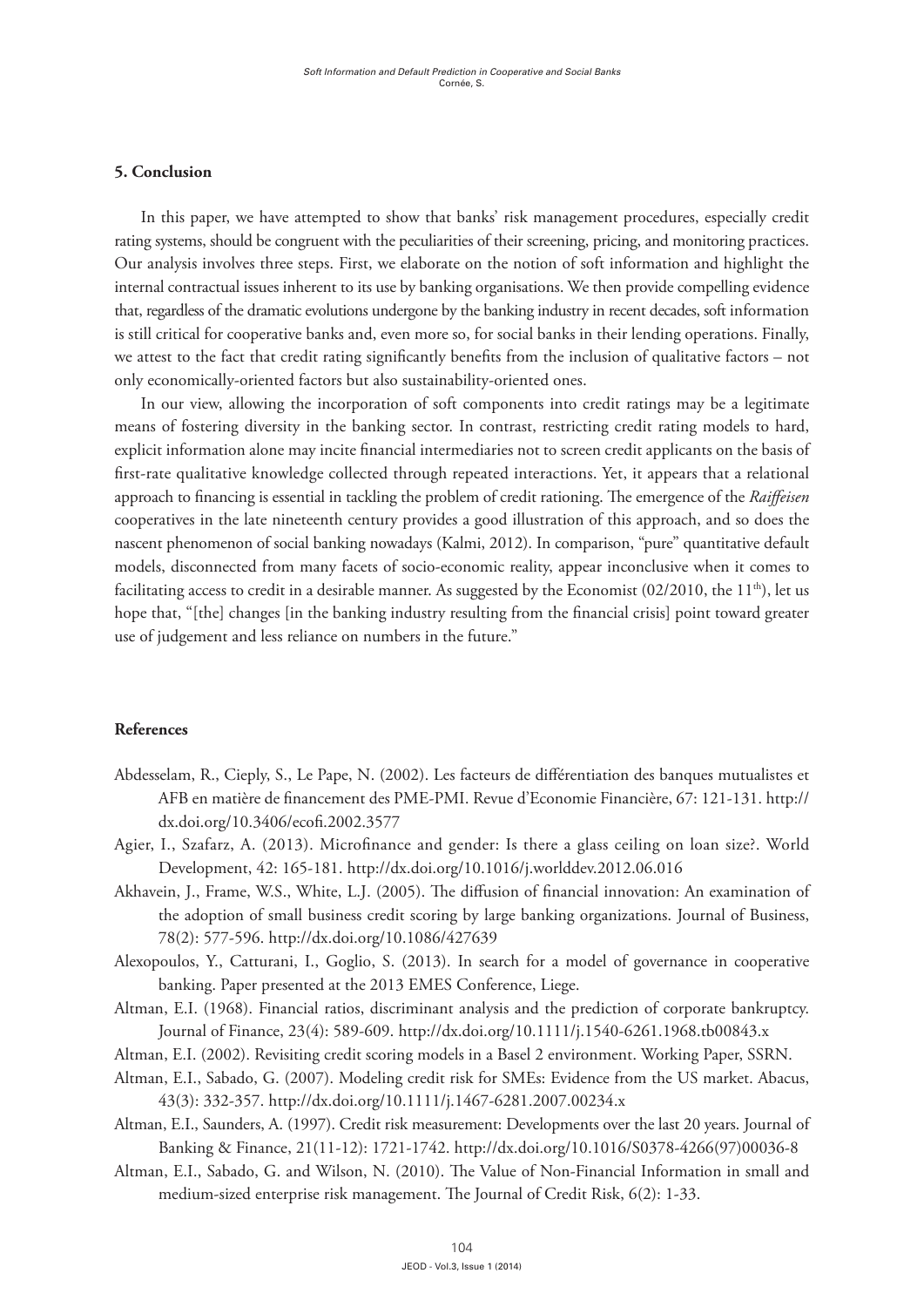## 5. Conclusion

In this paper, we have attempted to show that banks' risk management procedures, especially credit rating systems, should be congruent with the peculiarities of their screening, pricing, and monitoring practices. Our analysis involves three steps. First, we elaborate on the notion of soft information and highlight the internal contractual issues inherent to its use by banking organisations. We then provide compelling evidence that, regardless of the dramatic evolutions undergone by the banking industry in recent decades, soft information is still critical for cooperative banks and, even more so, for social banks in their lending operations. Finally, we attest to the fact that credit rating significantly benefits from the inclusion of qualitative factors – not only economically-oriented factors but also sustainability-oriented ones.

In our view, allowing the incorporation of soft components into credit ratings may be a legitimate means of fostering diversity in the banking sector. In contrast, restricting credit rating models to hard, explicit information alone may incite financial intermediaries not to screen credit applicants on the basis of first-rate qualitative knowledge collected through repeated interactions. Yet, it appears that a relational approach to financing is essential in tackling the problem of credit rationing. The emergence of the *Raiffeisen* cooperatives in the late nineteenth century provides a good illustration of this approach, and so does the nascent phenomenon of social banking nowadays (Kalmi, 2012). In comparison, "pure" quantitative default models, disconnected from many facets of socio-economic reality, appear inconclusive when it comes to facilitating access to credit in a desirable manner. As suggested by the Economist (02/2010, the 11th), let us hope that, "[the] changes [in the banking industry resulting from the financial crisis] point toward greater use of judgement and less reliance on numbers in the future."

## References

Abdesselam, R., Cieply, S., Le Pape, N. (2002). Les facteurs de différentiation des banques mutualistes et AFB en matière de financement des PME-PMI. Revue d'Economie Financière, 67: 121-131. http://dx.doi.org/10.3406/ecofi.2002.3577

Agier, I., Szafarz, A. (2013). Microfinance and gender: Is there a glass ceiling on loan size?. World Development, 42: 165-181. http://dx.doi.org/10.1016/j.worlddev.2012.06.016

Akhavein, J., Frame, W.S., White, L.J. (2005). The diffusion of financial innovation: An examination of the adoption of small business credit scoring by large banking organizations. Journal of Business, 78(2): 577-596. http://dx.doi.org/10.1086/427639

Alexopoulos, Y., Catturani, I., Goglio, S. (2013). In search for a model of governance in cooperative banking. Paper presented at the 2013 EMES Conference, Liege.

Altman, E.I. (1968). Financial ratios, discriminant analysis and the prediction of corporate bankruptcy. Journal of Finance, 23(4): 589-609. http://dx.doi.org/10.1111/j.1540-6261.1968.tb00843.x

Altman, E.I. (2002). Revisiting credit scoring models in a Basel 2 environment. Working Paper, SSRN.

Altman, E.I., Sabado, G. (2007). Modeling credit risk for SMEs: Evidence from the US market. Abacus, 43(3): 332-357. http://dx.doi.org/10.1111/j.1467-6281.2007.00234.x

Altman, E.I., Saunders, A. (1997). Credit risk measurement: Developments over the last 20 years. Journal of Banking & Finance, 21(11-12): 1721-1742. http://dx.doi.org/10.1016/S0378-4266(97)00036-8

Altman, E.I., Sabado, G. and Wilson, N. (2010). The Value of Non-Financial Information in small and medium-sized enterprise risk management. The Journal of Credit Risk, 6(2): 1-33.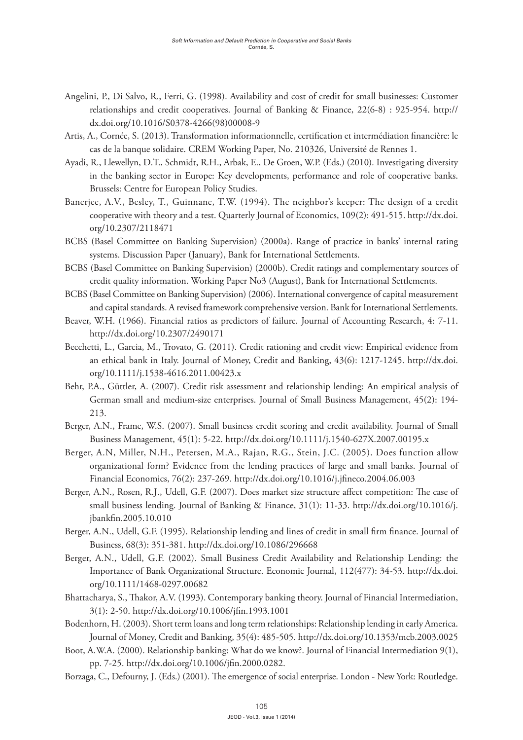Angelini, P., Di Salvo, R., Ferri, G. (1998). Availability and cost of credit for small businesses: Customer relationships and credit cooperatives. Journal of Banking & Finance, 22(6-8) : 925-954. http://dx.doi.org/10.1016/S0378-4266(98)00008-9

Artis, A., Cornée, S. (2013). Transformation informationnelle, certification et intermédiation financière: le cas de la banque solidaire. CREM Working Paper, No. 210326, Université de Rennes 1.

Ayadi, R., Llewellyn, D.T., Schmidt, R.H., Arbak, E., De Groen, W.P. (Eds.) (2010). Investigating diversity in the banking sector in Europe: Key developments, performance and role of cooperative banks. Brussels: Centre for European Policy Studies.

Banerjee, A.V., Besley, T., Guinnane, T.W. (1994). The neighbor's keeper: The design of a credit cooperative with theory and a test. Quarterly Journal of Economics, 109(2): 491-515. http://dx.doi.org/10.2307/2118471

BCBS (Basel Committee on Banking Supervision) (2000a). Range of practice in banks' internal rating systems. Discussion Paper (January), Bank for International Settlements.

BCBS (Basel Committee on Banking Supervision) (2000b). Credit ratings and complementary sources of credit quality information. Working Paper No3 (August), Bank for International Settlements.

BCBS (Basel Committee on Banking Supervision) (2006). International convergence of capital measurement and capital standards. A revised framework comprehensive version. Bank for International Settlements.

Beaver, W.H. (1966). Financial ratios as predictors of failure. Journal of Accounting Research, 4: 7-11. http://dx.doi.org/10.2307/2490171

Becchetti, L., Garcia, M., Trovato, G. (2011). Credit rationing and credit view: Empirical evidence from an ethical bank in Italy. Journal of Money, Credit and Banking, 43(6): 1217-1245. http://dx.doi.org/10.1111/j.1538-4616.2011.00423.x

Behr, P.A., Güttler, A. (2007). Credit risk assessment and relationship lending: An empirical analysis of German small and medium-size enterprises. Journal of Small Business Management, 45(2): 194-213.

Berger, A.N., Frame, W.S. (2007). Small business credit scoring and credit availability. Journal of Small Business Management, 45(1): 5-22. http://dx.doi.org/10.1111/j.1540-627X.2007.00195.x

Berger, A.N, Miller, N.H., Petersen, M.A., Rajan, R.G., Stein, J.C. (2005). Does function allow organizational form? Evidence from the lending practices of large and small banks. Journal of Financial Economics, 76(2): 237-269. http://dx.doi.org/10.1016/j.jfineco.2004.06.003

Berger, A.N., Rosen, R.J., Udell, G.F. (2007). Does market size structure affect competition: The case of small business lending. Journal of Banking & Finance, 31(1): 11-33. http://dx.doi.org/10.1016/j.jbankfin.2005.10.010

Berger, A.N., Udell, G.F. (1995). Relationship lending and lines of credit in small firm finance. Journal of Business, 68(3): 351-381. http://dx.doi.org/10.1086/296668

Berger, A.N., Udell, G.F. (2002). Small Business Credit Availability and Relationship Lending: the Importance of Bank Organizational Structure. Economic Journal, 112(477): 34-53. http://dx.doi.org/10.1111/1468-0297.00682

Bhattacharya, S., Thakor, A.V. (1993). Contemporary banking theory. Journal of Financial Intermediation, 3(1): 2-50. http://dx.doi.org/10.1006/jfin.1993.1001

Bodenhorn, H. (2003). Short term loans and long term relationships: Relationship lending in early America. Journal of Money, Credit and Banking, 35(4): 485-505. http://dx.doi.org/10.1353/mcb.2003.0025

Boot, A.W.A. (2000). Relationship banking: What do we know?. Journal of Financial Intermediation 9(1), pp. 7-25. http://dx.doi.org/10.1006/jfin.2000.0282.

Borzaga, C., Defourny, J. (Eds.) (2001). The emergence of social enterprise. London - New York: Routledge.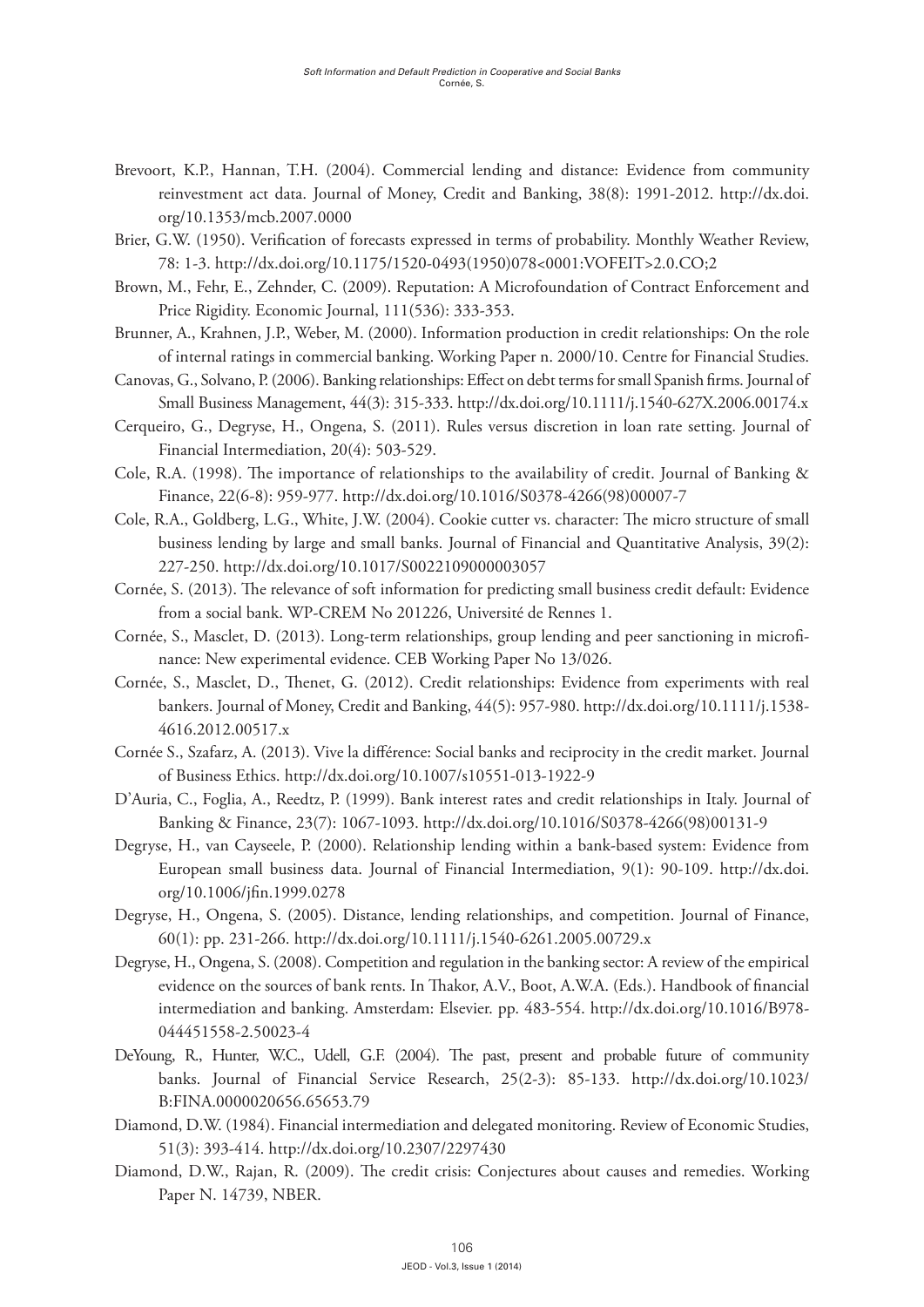Brevoort, K.P., Hannan, T.H. (2004). Commercial lending and distance: Evidence from community reinvestment act data. Journal of Money, Credit and Banking, 38(8): 1991-2012. http://dx.doi.org/10.1353/mcb.2007.0000

Brier, G.W. (1950). Verification of forecasts expressed in terms of probability. Monthly Weather Review, 78: 1-3. http://dx.doi.org/10.1175/1520-0493(1950)078<0001:VOFEIT>2.0.CO;2

Brown, M., Fehr, E., Zehnder, C. (2009). Reputation: A Microfoundation of Contract Enforcement and Price Rigidity. Economic Journal, 111(536): 333-353.

Brunner, A., Krahnen, J.P., Weber, M. (2000). Information production in credit relationships: On the role of internal ratings in commercial banking. Working Paper n. 2000/10. Centre for Financial Studies.

Canovas, G., Solvano, P. (2006). Banking relationships: Effect on debt terms for small Spanish firms. Journal of Small Business Management, 44(3): 315-333. http://dx.doi.org/10.1111/j.1540-627X.2006.00174.x

Cerqueiro, G., Degryse, H., Ongena, S. (2011). Rules versus discretion in loan rate setting. Journal of Financial Intermediation, 20(4): 503-529.

Cole, R.A. (1998). The importance of relationships to the availability of credit. Journal of Banking & Finance, 22(6-8): 959-977. http://dx.doi.org/10.1016/S0378-4266(98)00007-7

Cole, R.A., Goldberg, L.G., White, J.W. (2004). Cookie cutter vs. character: The micro structure of small business lending by large and small banks. Journal of Financial and Quantitative Analysis, 39(2): 227-250. http://dx.doi.org/10.1017/S0022109000003057

Cornée, S. (2013). The relevance of soft information for predicting small business credit default: Evidence from a social bank. WP-CREM No 201226, Université de Rennes 1.

Cornée, S., Masclet, D. (2013). Long-term relationships, group lending and peer sanctioning in microfinance: New experimental evidence. CEB Working Paper No 13/026.

Cornée, S., Masclet, D., Thenet, G. (2012). Credit relationships: Evidence from experiments with real bankers. Journal of Money, Credit and Banking, 44(5): 957-980. http://dx.doi.org/10.1111/j.1538-4616.2012.00517.x

Cornée S., Szafarz, A. (2013). Vive la différence: Social banks and reciprocity in the credit market. Journal of Business Ethics. http://dx.doi.org/10.1007/s10551-013-1922-9

D'Auria, C., Foglia, A., Reedtz, P. (1999). Bank interest rates and credit relationships in Italy. Journal of Banking & Finance, 23(7): 1067-1093. http://dx.doi.org/10.1016/S0378-4266(98)00131-9

Degryse, H., van Cayseele, P. (2000). Relationship lending within a bank-based system: Evidence from European small business data. Journal of Financial Intermediation, 9(1): 90-109. http://dx.doi.org/10.1006/jfin.1999.0278

Degryse, H., Ongena, S. (2005). Distance, lending relationships, and competition. Journal of Finance, 60(1): pp. 231-266. http://dx.doi.org/10.1111/j.1540-6261.2005.00729.x

Degryse, H., Ongena, S. (2008). Competition and regulation in the banking sector: A review of the empirical evidence on the sources of bank rents. In Thakor, A.V., Boot, A.W.A. (Eds.). Handbook of financial intermediation and banking. Amsterdam: Elsevier. pp. 483-554. http://dx.doi.org/10.1016/B978-044451558-2.50023-4

DeYoung, R., Hunter, W.C., Udell, G.F. (2004). The past, present and probable future of community banks. Journal of Financial Service Research, 25(2-3): 85-133. http://dx.doi.org/10.1023/B:FINA.0000020656.65653.79

Diamond, D.W. (1984). Financial intermediation and delegated monitoring. Review of Economic Studies, 51(3): 393-414. http://dx.doi.org/10.2307/2297430

Diamond, D.W., Rajan, R. (2009). The credit crisis: Conjectures about causes and remedies. Working Paper N. 14739, NBER.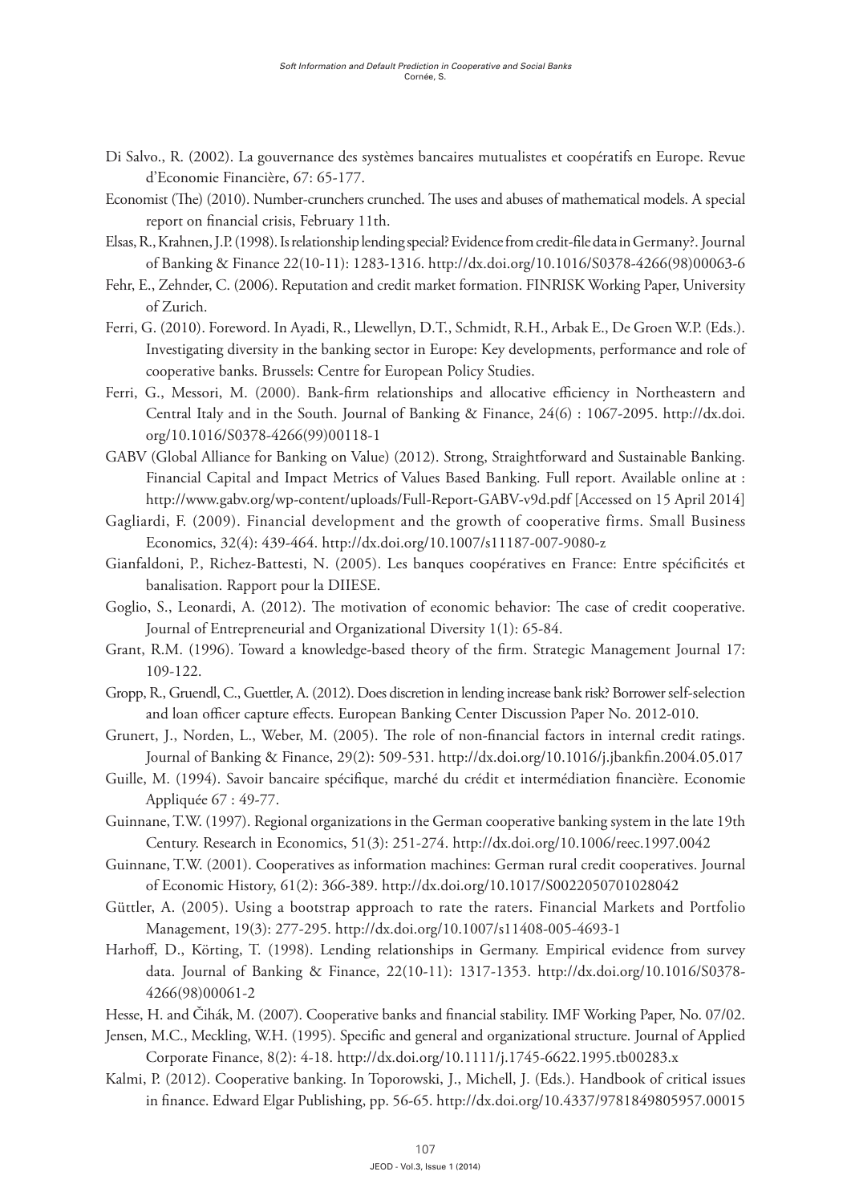Di Salvo., R. (2002). La gouvernance des systèmes bancaires mutualistes et coopératifs en Europe. Revue d'Economie Financière, 67: 65-177.

Economist (The) (2010). Number-crunchers crunched. The uses and abuses of mathematical models. A special report on financial crisis, February 11th.

Elsas, R., Krahnen, J.P. (1998). Is relationship lending special? Evidence from credit-file data in Germany?. Journal of Banking & Finance 22(10-11): 1283-1316. http://dx.doi.org/10.1016/S0378-4266(98)00063-6

Fehr, E., Zehnder, C. (2006). Reputation and credit market formation. FINRISK Working Paper, University of Zurich.

Ferri, G. (2010). Foreword. In Ayadi, R., Llewellyn, D.T., Schmidt, R.H., Arbak E., De Groen W.P. (Eds.). Investigating diversity in the banking sector in Europe: Key developments, performance and role of cooperative banks. Brussels: Centre for European Policy Studies.

Ferri, G., Messori, M. (2000). Bank-firm relationships and allocative efficiency in Northeastern and Central Italy and in the South. Journal of Banking & Finance, 24(6) : 1067-2095. http://dx.doi.org/10.1016/S0378-4266(99)00118-1

GABV (Global Alliance for Banking on Value) (2012). Strong, Straightforward and Sustainable Banking. Financial Capital and Impact Metrics of Values Based Banking. Full report. Available online at : http://www.gabv.org/wp-content/uploads/Full-Report-GABV-v9d.pdf [Accessed on 15 April 2014]

Gagliardi, F. (2009). Financial development and the growth of cooperative firms. Small Business Economics, 32(4): 439-464. http://dx.doi.org/10.1007/s11187-007-9080-z

Gianfaldoni, P., Richez-Battesti, N. (2005). Les banques coopératives en France: Entre spécificités et banalisation. Rapport pour la DIIESE.

Goglio, S., Leonardi, A. (2012). The motivation of economic behavior: The case of credit cooperative. Journal of Entrepreneurial and Organizational Diversity 1(1): 65-84.

Grant, R.M. (1996). Toward a knowledge-based theory of the firm. Strategic Management Journal 17: 109-122.

Gropp, R., Gruendl, C., Guettler, A. (2012). Does discretion in lending increase bank risk? Borrower self-selection and loan officer capture effects. European Banking Center Discussion Paper No. 2012-010.

Grunert, J., Norden, L., Weber, M. (2005). The role of non-financial factors in internal credit ratings. Journal of Banking & Finance, 29(2): 509-531. http://dx.doi.org/10.1016/j.jbankfin.2004.05.017

Guille, M. (1994). Savoir bancaire spécifique, marché du crédit et intermédiation financière. Economie Appliquée 67 : 49-77.

Guinnane, T.W. (1997). Regional organizations in the German cooperative banking system in the late 19th Century. Research in Economics, 51(3): 251-274. http://dx.doi.org/10.1006/reec.1997.0042

Guinnane, T.W. (2001). Cooperatives as information machines: German rural credit cooperatives. Journal of Economic History, 61(2): 366-389. http://dx.doi.org/10.1017/S0022050701028042

Güttler, A. (2005). Using a bootstrap approach to rate the raters. Financial Markets and Portfolio Management, 19(3): 277-295. http://dx.doi.org/10.1007/s11408-005-4693-1

Harhoff, D., Körting, T. (1998). Lending relationships in Germany. Empirical evidence from survey data. Journal of Banking & Finance, 22(10-11): 1317-1353. http://dx.doi.org/10.1016/S0378-4266(98)00061-2

Hesse, H. and Čihák, M. (2007). Cooperative banks and financial stability. IMF Working Paper, No. 07/02.

Jensen, M.C., Meckling, W.H. (1995). Specific and general and organizational structure. Journal of Applied Corporate Finance, 8(2): 4-18. http://dx.doi.org/10.1111/j.1745-6622.1995.tb00283.x

Kalmi, P. (2012). Cooperative banking. In Toporowski, J., Michell, J. (Eds.). Handbook of critical issues in finance. Edward Elgar Publishing, pp. 56-65. http://dx.doi.org/10.4337/9781849805957.00015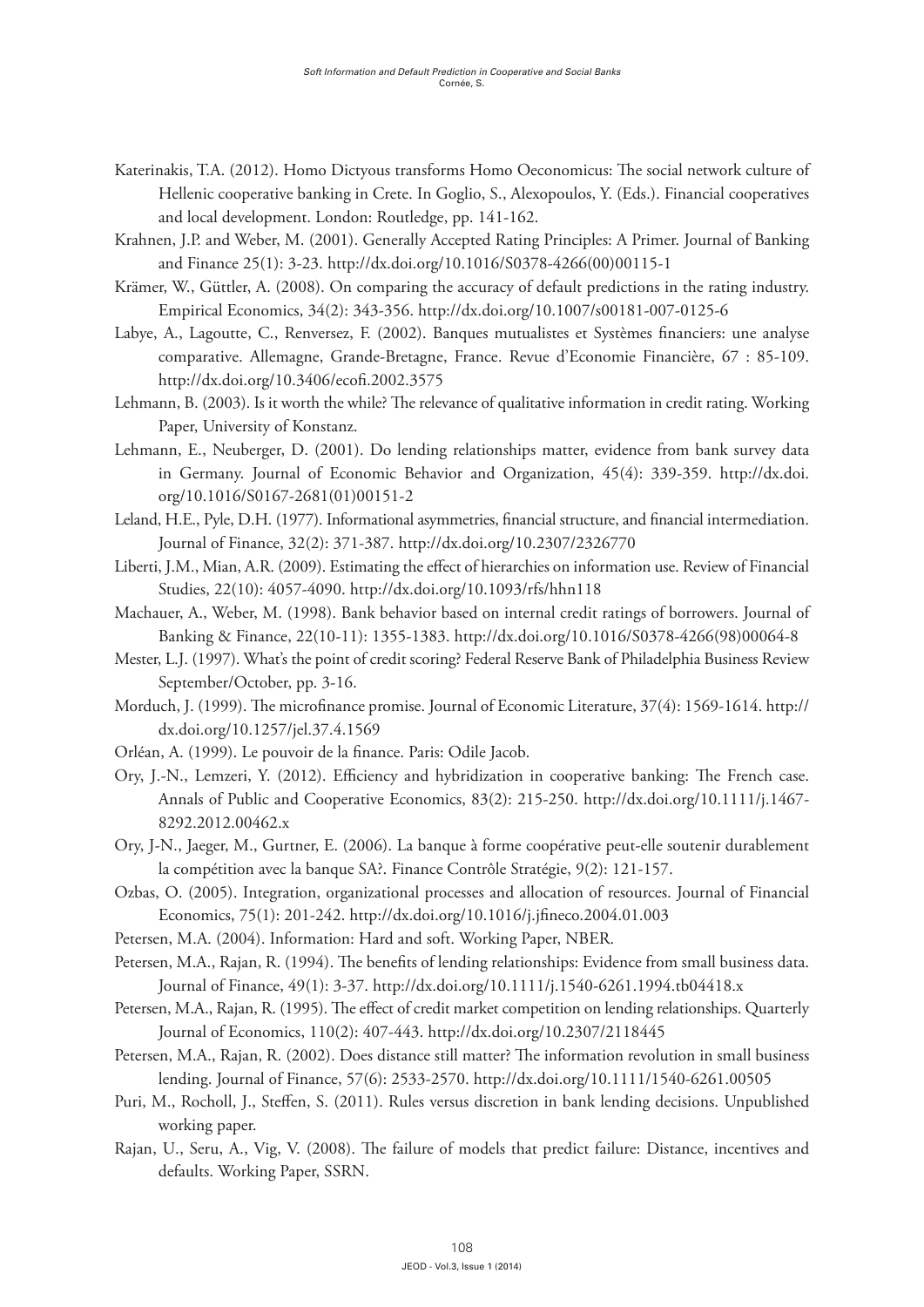Katerinakis, T.A. (2012). Homo Dictyous transforms Homo Oeconomicus: The social network culture of Hellenic cooperative banking in Crete. In Goglio, S., Alexopoulos, Y. (Eds.). Financial cooperatives and local development. London: Routledge, pp. 141-162.

Krahnen, J.P. and Weber, M. (2001). Generally Accepted Rating Principles: A Primer. Journal of Banking and Finance 25(1): 3-23. http://dx.doi.org/10.1016/S0378-4266(00)00115-1

Krämer, W., Güttler, A. (2008). On comparing the accuracy of default predictions in the rating industry. Empirical Economics, 34(2): 343-356. http://dx.doi.org/10.1007/s00181-007-0125-6

Labye, A., Lagoutte, C., Renversez, F. (2002). Banques mutualistes et Systèmes financiers: une analyse comparative. Allemagne, Grande-Bretagne, France. Revue d'Economie Financière, 67 : 85-109. http://dx.doi.org/10.3406/ecofi.2002.3575

Lehmann, B. (2003). Is it worth the while? The relevance of qualitative information in credit rating. Working Paper, University of Konstanz.

Lehmann, E., Neuberger, D. (2001). Do lending relationships matter, evidence from bank survey data in Germany. Journal of Economic Behavior and Organization, 45(4): 339-359. http://dx.doi.org/10.1016/S0167-2681(01)00151-2

Leland, H.E., Pyle, D.H. (1977). Informational asymmetries, financial structure, and financial intermediation. Journal of Finance, 32(2): 371-387. http://dx.doi.org/10.2307/2326770

Liberti, J.M., Mian, A.R. (2009). Estimating the effect of hierarchies on information use. Review of Financial Studies, 22(10): 4057-4090. http://dx.doi.org/10.1093/rfs/hhn118

Machauer, A., Weber, M. (1998). Bank behavior based on internal credit ratings of borrowers. Journal of Banking & Finance, 22(10-11): 1355-1383. http://dx.doi.org/10.1016/S0378-4266(98)00064-8

Mester, L.J. (1997). What's the point of credit scoring? Federal Reserve Bank of Philadelphia Business Review September/October, pp. 3-16.

Morduch, J. (1999). The microfinance promise. Journal of Economic Literature, 37(4): 1569-1614. http://dx.doi.org/10.1257/jel.37.4.1569

Orléan, A. (1999). Le pouvoir de la finance. Paris: Odile Jacob.

Ory, J.-N., Lemzeri, Y. (2012). Efficiency and hybridization in cooperative banking: The French case. Annals of Public and Cooperative Economics, 83(2): 215-250. http://dx.doi.org/10.1111/j.1467-8292.2012.00462.x

Ory, J-N., Jaeger, M., Gurtner, E. (2006). La banque à forme coopérative peut-elle soutenir durablement la compétition avec la banque SA?. Finance Contrôle Stratégie, 9(2): 121-157.

Ozbas, O. (2005). Integration, organizational processes and allocation of resources. Journal of Financial Economics, 75(1): 201-242. http://dx.doi.org/10.1016/j.jfineco.2004.01.003

Petersen, M.A. (2004). Information: Hard and soft. Working Paper, NBER.

Petersen, M.A., Rajan, R. (1994). The benefits of lending relationships: Evidence from small business data. Journal of Finance, 49(1): 3-37. http://dx.doi.org/10.1111/j.1540-6261.1994.tb04418.x

Petersen, M.A., Rajan, R. (1995). The effect of credit market competition on lending relationships. Quarterly Journal of Economics, 110(2): 407-443. http://dx.doi.org/10.2307/2118445

Petersen, M.A., Rajan, R. (2002). Does distance still matter? The information revolution in small business lending. Journal of Finance, 57(6): 2533-2570. http://dx.doi.org/10.1111/1540-6261.00505

Puri, M., Rocholl, J., Steffen, S. (2011). Rules versus discretion in bank lending decisions. Unpublished working paper.

Rajan, U., Seru, A., Vig, V. (2008). The failure of models that predict failure: Distance, incentives and defaults. Working Paper, SSRN.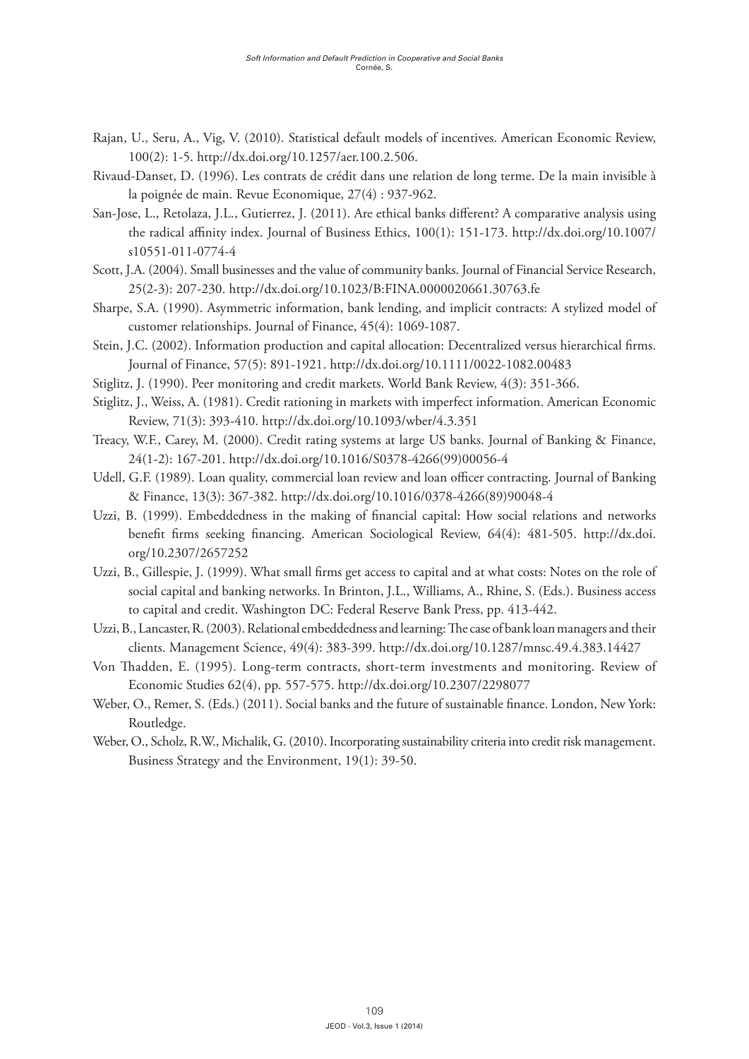Rajan, U., Seru, A., Vig, V. (2010). Statistical default models of incentives. American Economic Review, 100(2): 1-5. http://dx.doi.org/10.1257/aer.100.2.506.

Rivaud-Danset, D. (1996). Les contrats de crédit dans une relation de long terme. De la main invisible à la poignée de main. Revue Economique, 27(4) : 937-962.

San-Jose, L., Retolaza, J.L., Gutierrez, J. (2011). Are ethical banks different? A comparative analysis using the radical affinity index. Journal of Business Ethics, 100(1): 151-173. http://dx.doi.org/10.1007/s10551-011-0774-4

Scott, J.A. (2004). Small businesses and the value of community banks. Journal of Financial Service Research, 25(2-3): 207-230. http://dx.doi.org/10.1023/B:FINA.0000020661.30763.fe

Sharpe, S.A. (1990). Asymmetric information, bank lending, and implicit contracts: A stylized model of customer relationships. Journal of Finance, 45(4): 1069-1087.

Stein, J.C. (2002). Information production and capital allocation: Decentralized versus hierarchical firms. Journal of Finance, 57(5): 891-1921. http://dx.doi.org/10.1111/0022-1082.00483

Stiglitz, J. (1990). Peer monitoring and credit markets. World Bank Review, 4(3): 351-366.

Stiglitz, J., Weiss, A. (1981). Credit rationing in markets with imperfect information. American Economic Review, 71(3): 393-410. http://dx.doi.org/10.1093/wber/4.3.351

Treacy, W.F., Carey, M. (2000). Credit rating systems at large US banks. Journal of Banking & Finance, 24(1-2): 167-201. http://dx.doi.org/10.1016/S0378-4266(99)00056-4

Udell, G.F. (1989). Loan quality, commercial loan review and loan officer contracting. Journal of Banking & Finance, 13(3): 367-382. http://dx.doi.org/10.1016/0378-4266(89)90048-4

Uzzi, B. (1999). Embeddedness in the making of financial capital: How social relations and networks benefit firms seeking financing. American Sociological Review, 64(4): 481-505. http://dx.doi.org/10.2307/2657252

Uzzi, B., Gillespie, J. (1999). What small firms get access to capital and at what costs: Notes on the role of social capital and banking networks. In Brinton, J.L., Williams, A., Rhine, S. (Eds.). Business access to capital and credit. Washington DC: Federal Reserve Bank Press, pp. 413-442.

Uzzi, B., Lancaster, R. (2003). Relational embeddedness and learning: The case of bank loan managers and their clients. Management Science, 49(4): 383-399. http://dx.doi.org/10.1287/mnsc.49.4.383.14427

Von Thadden, E. (1995). Long-term contracts, short-term investments and monitoring. Review of Economic Studies 62(4), pp. 557-575. http://dx.doi.org/10.2307/2298077

Weber, O., Remer, S. (Eds.) (2011). Social banks and the future of sustainable finance. London, New York: Routledge.

Weber, O., Scholz, R.W., Michalik, G. (2010). Incorporating sustainability criteria into credit risk management. Business Strategy and the Environment, 19(1): 39-50.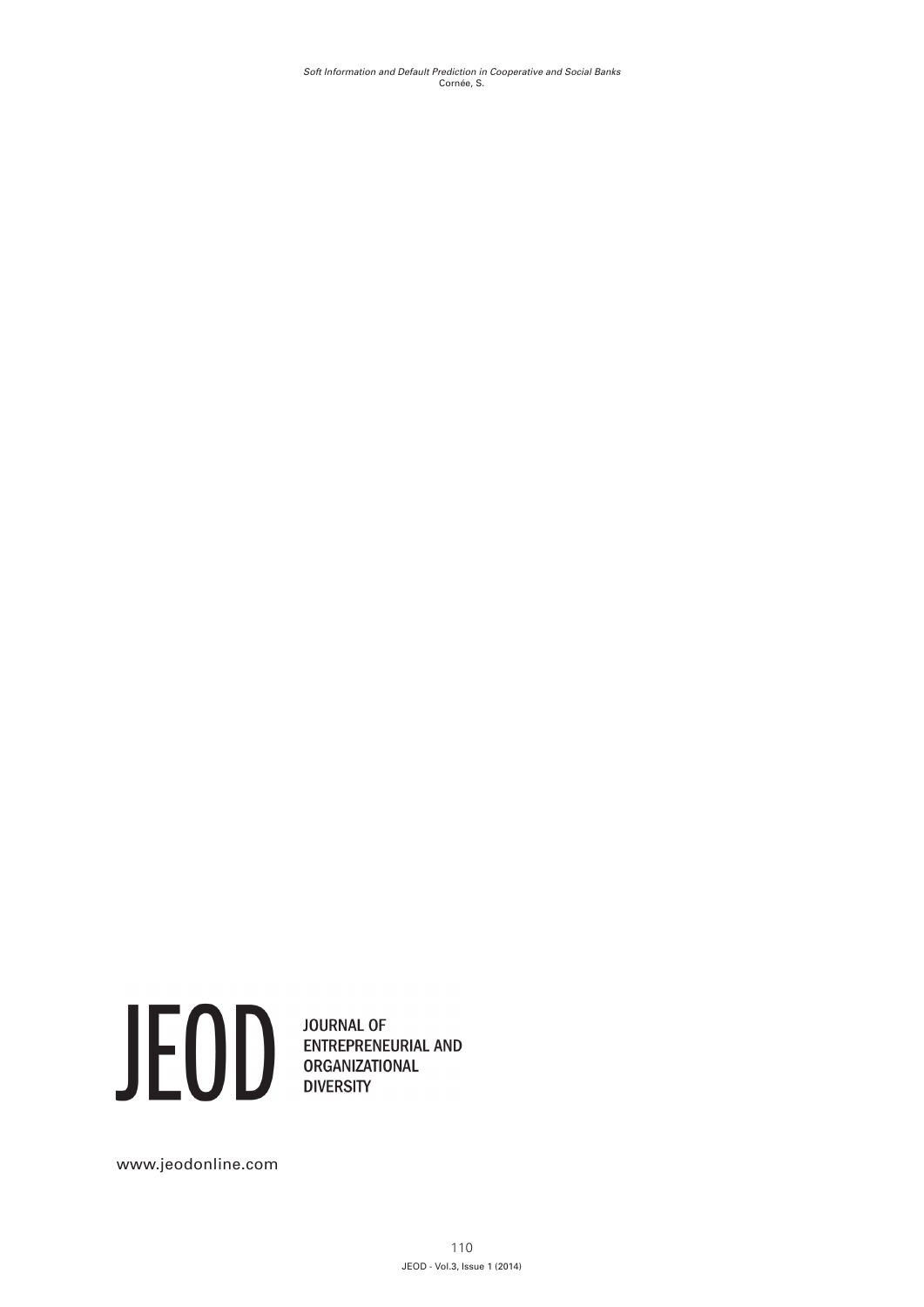JEOD

JOURNAL OF ENTREPRENEURIAL AND ORGANIZATIONAL DIVERSITY

www.jeodonline.com